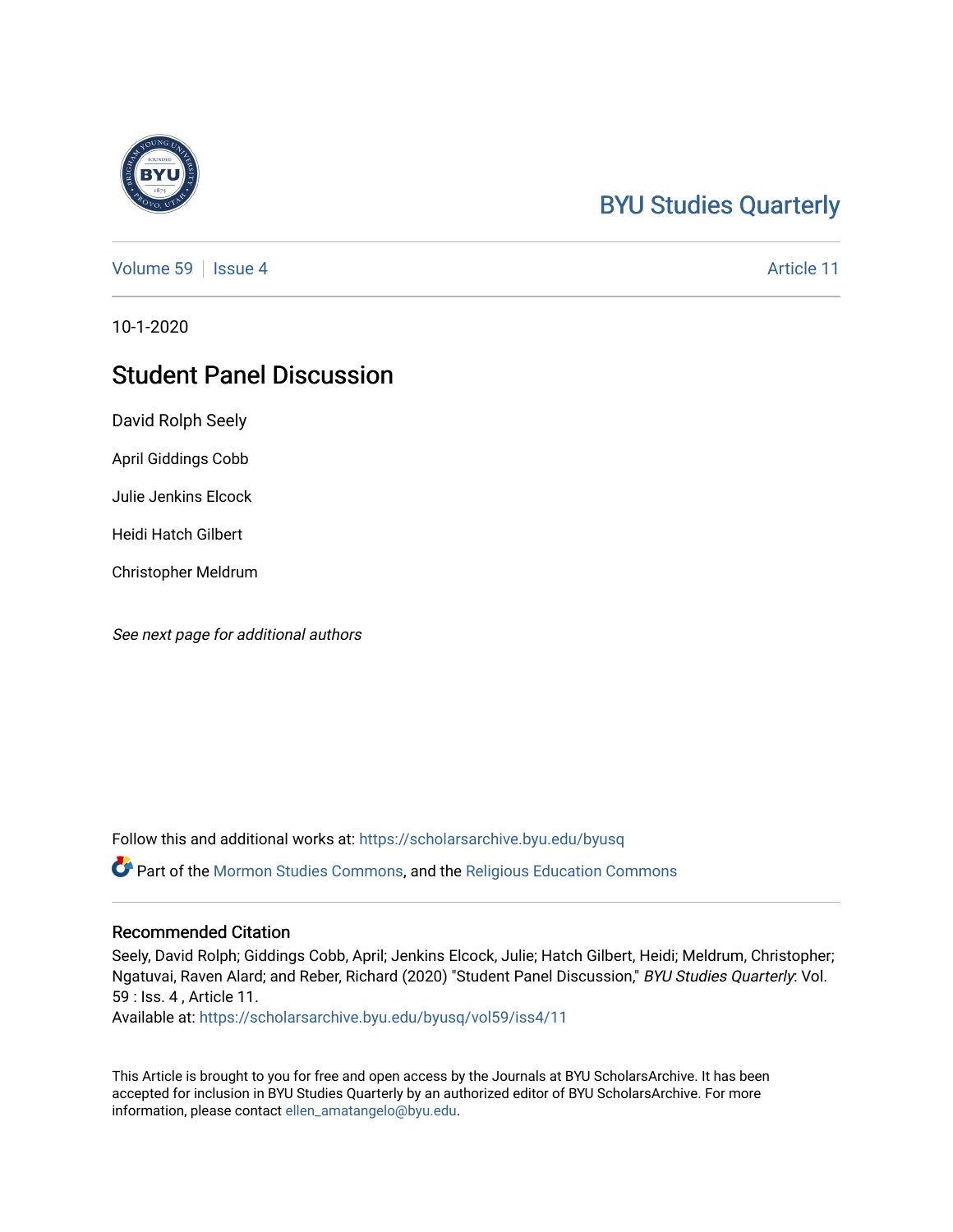BYU Studies Quarterly

Volume 59 | Issue 4 | Article 11

10-1-2020

# Student Panel Discussion

David Rolph Seely

April Giddings Cobb

Julie Jenkins Elcock

Heidi Hatch Gilbert

Christopher Meldrum

*See next page for additional authors*

Follow this and additional works at: https://scholarsarchive.byu.edu/byusq

Part of the Mormon Studies Commons, and the Religious Education Commons

## Recommended Citation

Seely, David Rolph; Giddings Cobb, April; Jenkins Elcock, Julie; Hatch Gilbert, Heidi; Meldrum, Christopher; Ngatuvai, Raven Alard; and Reber, Richard (2020) "Student Panel Discussion," *BYU Studies Quarterly*: Vol. 59 : Iss. 4 , Article 11.
Available at: https://scholarsarchive.byu.edu/byusq/vol59/iss4/11

This Article is brought to you for free and open access by the Journals at BYU ScholarsArchive. It has been accepted for inclusion in BYU Studies Quarterly by an authorized editor of BYU ScholarsArchive. For more information, please contact ellen_amatangelo@byu.edu.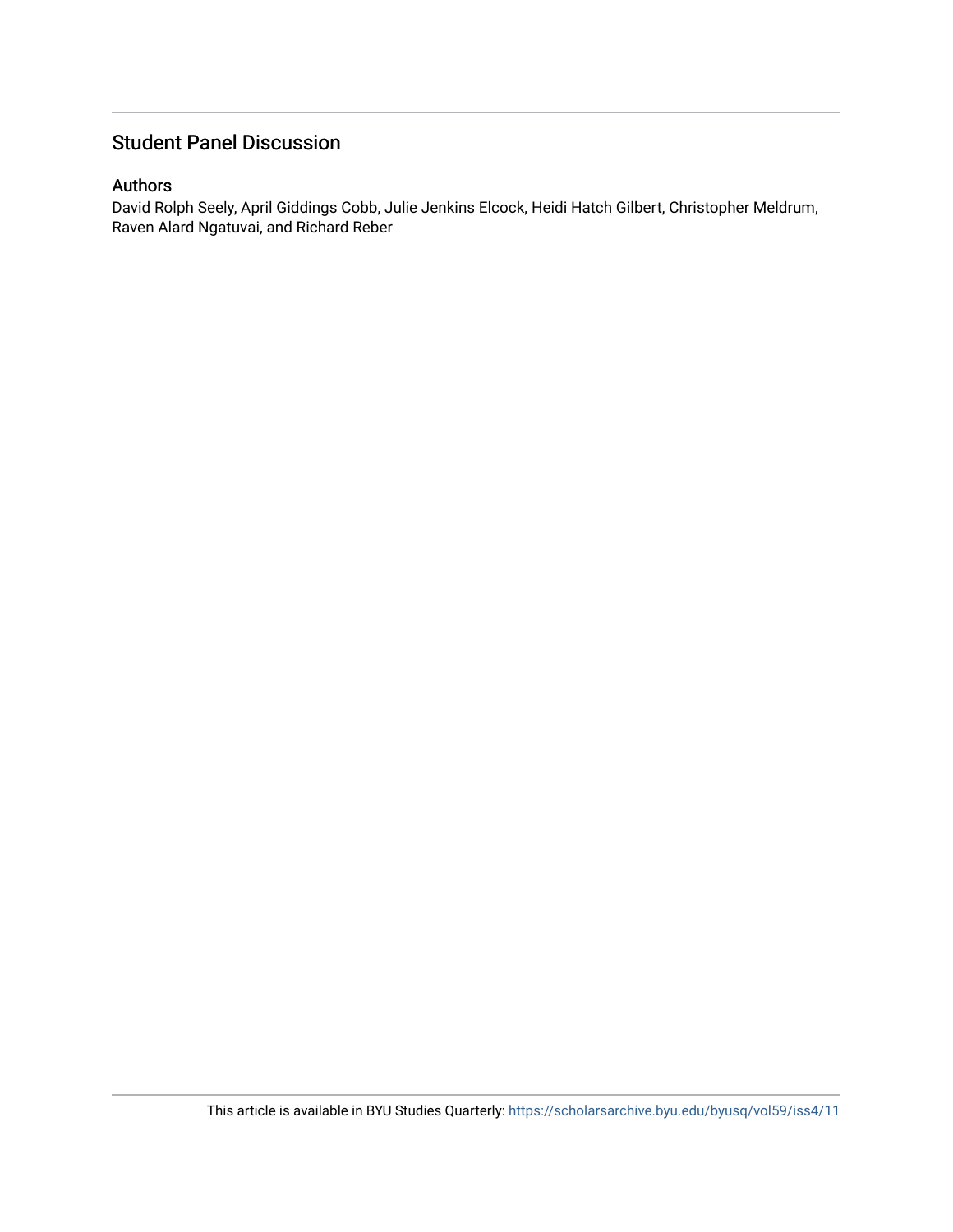## Student Panel Discussion

### Authors

David Rolph Seely, April Giddings Cobb, Julie Jenkins Elcock, Heidi Hatch Gilbert, Christopher Meldrum, Raven Alard Ngatuvai, and Richard Reber

This article is available in BYU Studies Quarterly: https://scholarsarchive.byu.edu/byusq/vol59/iss4/11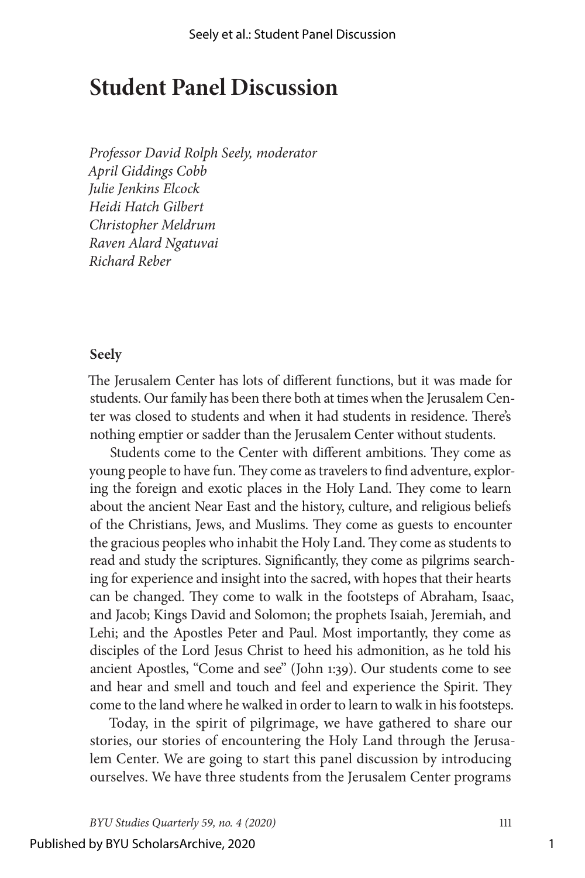# Student Panel Discussion

*Professor David Rolph Seely, moderator*
*April Giddings Cobb*
*Julie Jenkins Elcock*
*Heidi Hatch Gilbert*
*Christopher Meldrum*
*Raven Alard Ngatuvai*
*Richard Reber*

**Seely**

The Jerusalem Center has lots of different functions, but it was made for students. Our family has been there both at times when the Jerusalem Center was closed to students and when it had students in residence. There's nothing emptier or sadder than the Jerusalem Center without students.

Students come to the Center with different ambitions. They come as young people to have fun. They come as travelers to find adventure, exploring the foreign and exotic places in the Holy Land. They come to learn about the ancient Near East and the history, culture, and religious beliefs of the Christians, Jews, and Muslims. They come as guests to encounter the gracious peoples who inhabit the Holy Land. They come as students to read and study the scriptures. Significantly, they come as pilgrims searching for experience and insight into the sacred, with hopes that their hearts can be changed. They come to walk in the footsteps of Abraham, Isaac, and Jacob; Kings David and Solomon; the prophets Isaiah, Jeremiah, and Lehi; and the Apostles Peter and Paul. Most importantly, they come as disciples of the Lord Jesus Christ to heed his admonition, as he told his ancient Apostles, "Come and see" (John 1:39). Our students come to see and hear and smell and touch and feel and experience the Spirit. They come to the land where he walked in order to learn to walk in his footsteps.

Today, in the spirit of pilgrimage, we have gathered to share our stories, our stories of encountering the Holy Land through the Jerusalem Center. We are going to start this panel discussion by introducing ourselves. We have three students from the Jerusalem Center programs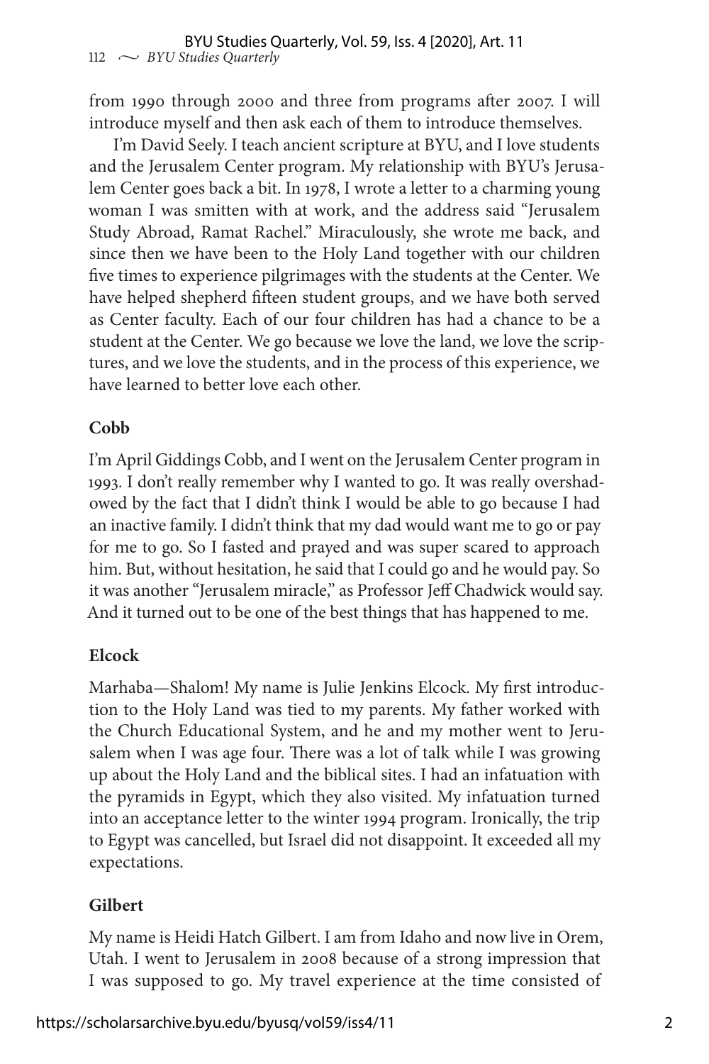from 1990 through 2000 and three from programs after 2007. I will introduce myself and then ask each of them to introduce themselves.

I'm David Seely. I teach ancient scripture at BYU, and I love students and the Jerusalem Center program. My relationship with BYU's Jerusalem Center goes back a bit. In 1978, I wrote a letter to a charming young woman I was smitten with at work, and the address said "Jerusalem Study Abroad, Ramat Rachel." Miraculously, she wrote me back, and since then we have been to the Holy Land together with our children five times to experience pilgrimages with the students at the Center. We have helped shepherd fifteen student groups, and we have both served as Center faculty. Each of our four children has had a chance to be a student at the Center. We go because we love the land, we love the scriptures, and we love the students, and in the process of this experience, we have learned to better love each other.

**Cobb**

I'm April Giddings Cobb, and I went on the Jerusalem Center program in 1993. I don't really remember why I wanted to go. It was really overshadowed by the fact that I didn't think I would be able to go because I had an inactive family. I didn't think that my dad would want me to go or pay for me to go. So I fasted and prayed and was super scared to approach him. But, without hesitation, he said that I could go and he would pay. So it was another "Jerusalem miracle," as Professor Jeff Chadwick would say. And it turned out to be one of the best things that has happened to me.

**Elcock**

Marhaba—Shalom! My name is Julie Jenkins Elcock. My first introduction to the Holy Land was tied to my parents. My father worked with the Church Educational System, and he and my mother went to Jerusalem when I was age four. There was a lot of talk while I was growing up about the Holy Land and the biblical sites. I had an infatuation with the pyramids in Egypt, which they also visited. My infatuation turned into an acceptance letter to the winter 1994 program. Ironically, the trip to Egypt was cancelled, but Israel did not disappoint. It exceeded all my expectations.

**Gilbert**

My name is Heidi Hatch Gilbert. I am from Idaho and now live in Orem, Utah. I went to Jerusalem in 2008 because of a strong impression that I was supposed to go. My travel experience at the time consisted of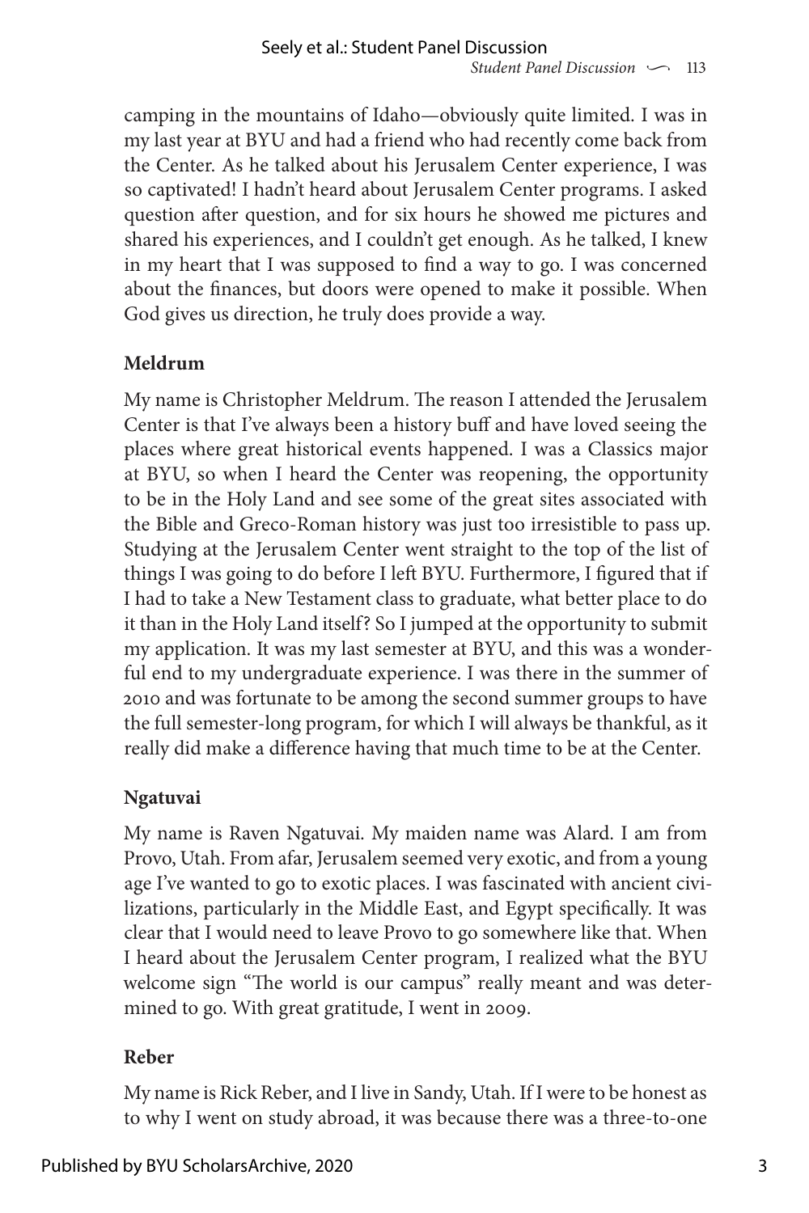camping in the mountains of Idaho—obviously quite limited. I was in my last year at BYU and had a friend who had recently come back from the Center. As he talked about his Jerusalem Center experience, I was so captivated! I hadn't heard about Jerusalem Center programs. I asked question after question, and for six hours he showed me pictures and shared his experiences, and I couldn't get enough. As he talked, I knew in my heart that I was supposed to find a way to go. I was concerned about the finances, but doors were opened to make it possible. When God gives us direction, he truly does provide a way.

**Meldrum**

My name is Christopher Meldrum. The reason I attended the Jerusalem Center is that I've always been a history buff and have loved seeing the places where great historical events happened. I was a Classics major at BYU, so when I heard the Center was reopening, the opportunity to be in the Holy Land and see some of the great sites associated with the Bible and Greco-Roman history was just too irresistible to pass up. Studying at the Jerusalem Center went straight to the top of the list of things I was going to do before I left BYU. Furthermore, I figured that if I had to take a New Testament class to graduate, what better place to do it than in the Holy Land itself? So I jumped at the opportunity to submit my application. It was my last semester at BYU, and this was a wonderful end to my undergraduate experience. I was there in the summer of 2010 and was fortunate to be among the second summer groups to have the full semester-long program, for which I will always be thankful, as it really did make a difference having that much time to be at the Center.

**Ngatuvai**

My name is Raven Ngatuvai. My maiden name was Alard. I am from Provo, Utah. From afar, Jerusalem seemed very exotic, and from a young age I've wanted to go to exotic places. I was fascinated with ancient civilizations, particularly in the Middle East, and Egypt specifically. It was clear that I would need to leave Provo to go somewhere like that. When I heard about the Jerusalem Center program, I realized what the BYU welcome sign "The world is our campus" really meant and was determined to go. With great gratitude, I went in 2009.

**Reber**

My name is Rick Reber, and I live in Sandy, Utah. If I were to be honest as to why I went on study abroad, it was because there was a three-to-one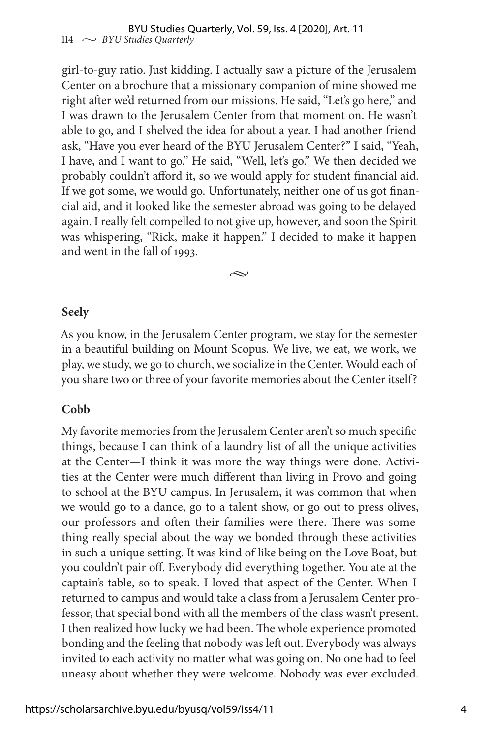girl-to-guy ratio. Just kidding. I actually saw a picture of the Jerusalem Center on a brochure that a missionary companion of mine showed me right after we'd returned from our missions. He said, "Let's go here," and I was drawn to the Jerusalem Center from that moment on. He wasn't able to go, and I shelved the idea for about a year. I had another friend ask, "Have you ever heard of the BYU Jerusalem Center?" I said, "Yeah, I have, and I want to go." He said, "Well, let's go." We then decided we probably couldn't afford it, so we would apply for student financial aid. If we got some, we would go. Unfortunately, neither one of us got financial aid, and it looked like the semester abroad was going to be delayed again. I really felt compelled to not give up, however, and soon the Spirit was whispering, "Rick, make it happen." I decided to make it happen and went in the fall of 1993.

≈

**Seely**

As you know, in the Jerusalem Center program, we stay for the semester in a beautiful building on Mount Scopus. We live, we eat, we work, we play, we study, we go to church, we socialize in the Center. Would each of you share two or three of your favorite memories about the Center itself?

**Cobb**

My favorite memories from the Jerusalem Center aren't so much specific things, because I can think of a laundry list of all the unique activities at the Center—I think it was more the way things were done. Activities at the Center were much different than living in Provo and going to school at the BYU campus. In Jerusalem, it was common that when we would go to a dance, go to a talent show, or go out to press olives, our professors and often their families were there. There was something really special about the way we bonded through these activities in such a unique setting. It was kind of like being on the Love Boat, but you couldn't pair off. Everybody did everything together. You ate at the captain's table, so to speak. I loved that aspect of the Center. When I returned to campus and would take a class from a Jerusalem Center professor, that special bond with all the members of the class wasn't present. I then realized how lucky we had been. The whole experience promoted bonding and the feeling that nobody was left out. Everybody was always invited to each activity no matter what was going on. No one had to feel uneasy about whether they were welcome. Nobody was ever excluded.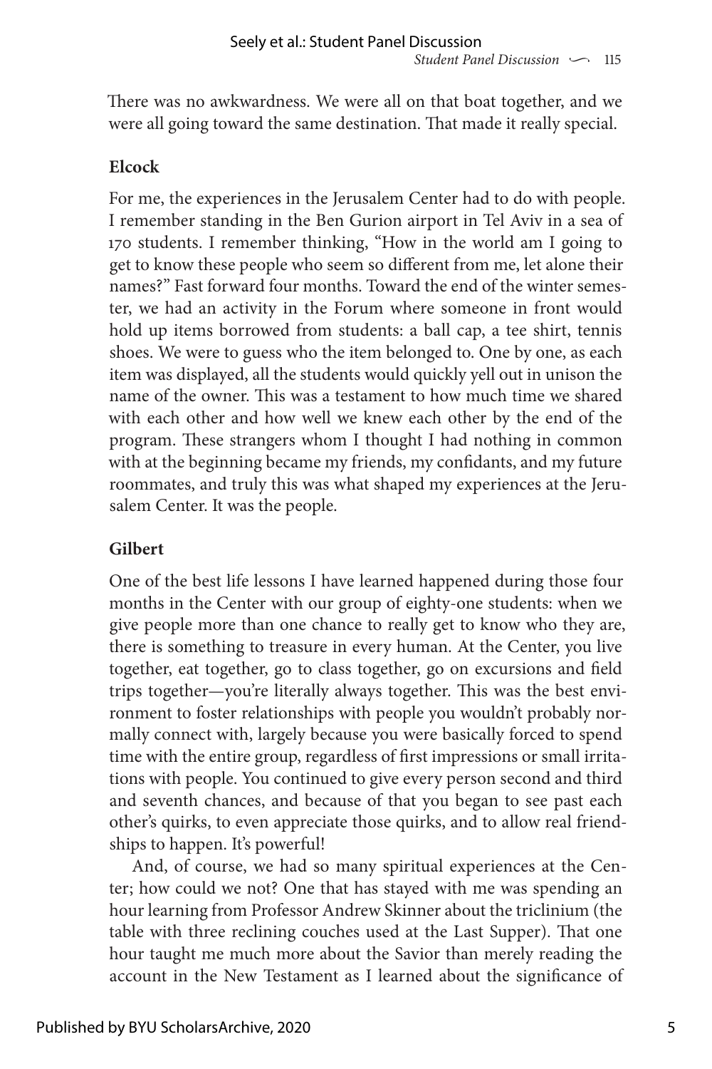There was no awkwardness. We were all on that boat together, and we were all going toward the same destination. That made it really special.

**Elcock**

For me, the experiences in the Jerusalem Center had to do with people. I remember standing in the Ben Gurion airport in Tel Aviv in a sea of 170 students. I remember thinking, "How in the world am I going to get to know these people who seem so different from me, let alone their names?" Fast forward four months. Toward the end of the winter semester, we had an activity in the Forum where someone in front would hold up items borrowed from students: a ball cap, a tee shirt, tennis shoes. We were to guess who the item belonged to. One by one, as each item was displayed, all the students would quickly yell out in unison the name of the owner. This was a testament to how much time we shared with each other and how well we knew each other by the end of the program. These strangers whom I thought I had nothing in common with at the beginning became my friends, my confidants, and my future roommates, and truly this was what shaped my experiences at the Jerusalem Center. It was the people.

**Gilbert**

One of the best life lessons I have learned happened during those four months in the Center with our group of eighty-one students: when we give people more than one chance to really get to know who they are, there is something to treasure in every human. At the Center, you live together, eat together, go to class together, go on excursions and field trips together—you're literally always together. This was the best environment to foster relationships with people you wouldn't probably normally connect with, largely because you were basically forced to spend time with the entire group, regardless of first impressions or small irritations with people. You continued to give every person second and third and seventh chances, and because of that you began to see past each other's quirks, to even appreciate those quirks, and to allow real friendships to happen. It's powerful!

And, of course, we had so many spiritual experiences at the Center; how could we not? One that has stayed with me was spending an hour learning from Professor Andrew Skinner about the triclinium (the table with three reclining couches used at the Last Supper). That one hour taught me much more about the Savior than merely reading the account in the New Testament as I learned about the significance of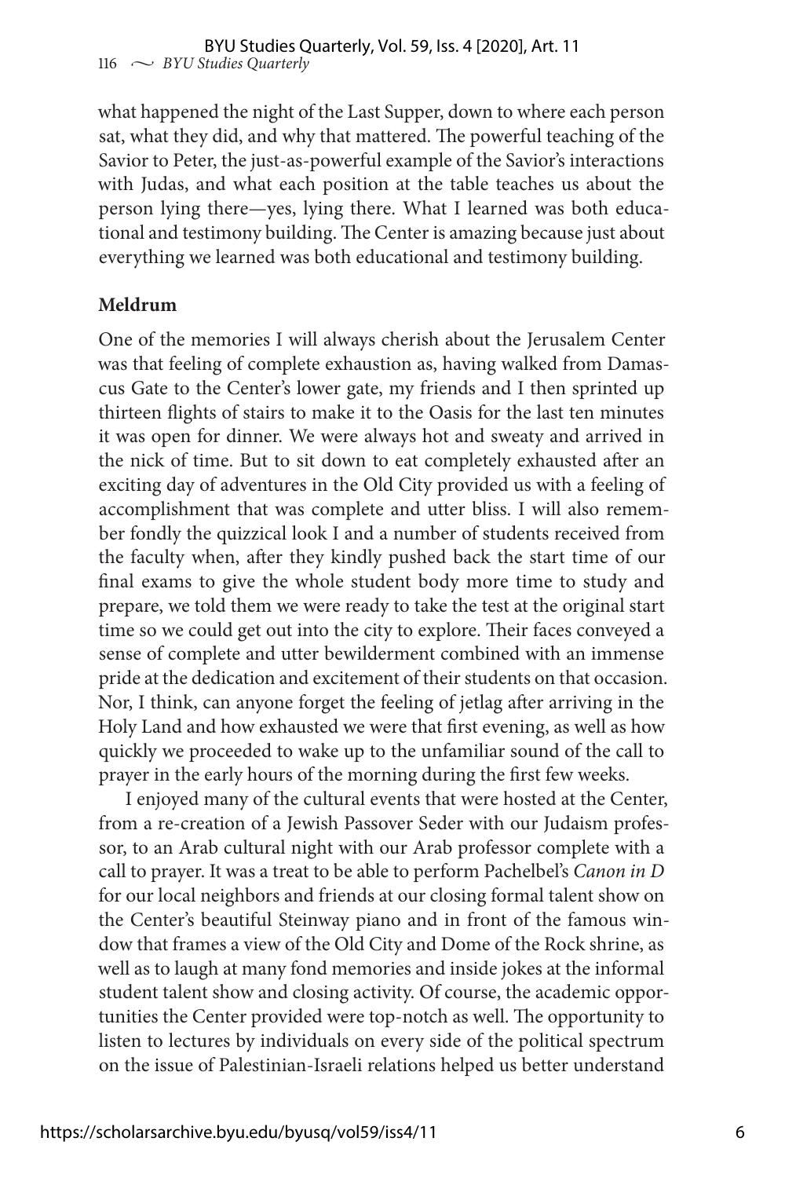what happened the night of the Last Supper, down to where each person sat, what they did, and why that mattered. The powerful teaching of the Savior to Peter, the just-as-powerful example of the Savior's interactions with Judas, and what each position at the table teaches us about the person lying there—yes, lying there. What I learned was both educational and testimony building. The Center is amazing because just about everything we learned was both educational and testimony building.

**Meldrum**

One of the memories I will always cherish about the Jerusalem Center was that feeling of complete exhaustion as, having walked from Damascus Gate to the Center's lower gate, my friends and I then sprinted up thirteen flights of stairs to make it to the Oasis for the last ten minutes it was open for dinner. We were always hot and sweaty and arrived in the nick of time. But to sit down to eat completely exhausted after an exciting day of adventures in the Old City provided us with a feeling of accomplishment that was complete and utter bliss. I will also remember fondly the quizzical look I and a number of students received from the faculty when, after they kindly pushed back the start time of our final exams to give the whole student body more time to study and prepare, we told them we were ready to take the test at the original start time so we could get out into the city to explore. Their faces conveyed a sense of complete and utter bewilderment combined with an immense pride at the dedication and excitement of their students on that occasion. Nor, I think, can anyone forget the feeling of jetlag after arriving in the Holy Land and how exhausted we were that first evening, as well as how quickly we proceeded to wake up to the unfamiliar sound of the call to prayer in the early hours of the morning during the first few weeks.

I enjoyed many of the cultural events that were hosted at the Center, from a re-creation of a Jewish Passover Seder with our Judaism professor, to an Arab cultural night with our Arab professor complete with a call to prayer. It was a treat to be able to perform Pachelbel's *Canon in D* for our local neighbors and friends at our closing formal talent show on the Center's beautiful Steinway piano and in front of the famous window that frames a view of the Old City and Dome of the Rock shrine, as well as to laugh at many fond memories and inside jokes at the informal student talent show and closing activity. Of course, the academic opportunities the Center provided were top-notch as well. The opportunity to listen to lectures by individuals on every side of the political spectrum on the issue of Palestinian-Israeli relations helped us better understand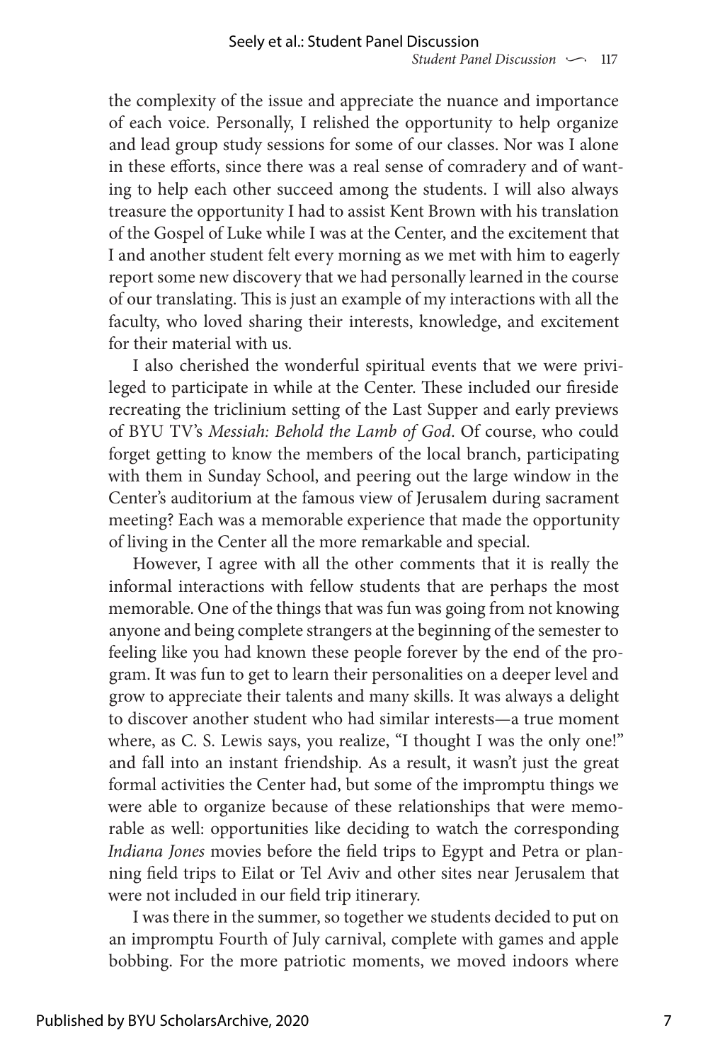the complexity of the issue and appreciate the nuance and importance of each voice. Personally, I relished the opportunity to help organize and lead group study sessions for some of our classes. Nor was I alone in these efforts, since there was a real sense of comradery and of wanting to help each other succeed among the students. I will also always treasure the opportunity I had to assist Kent Brown with his translation of the Gospel of Luke while I was at the Center, and the excitement that I and another student felt every morning as we met with him to eagerly report some new discovery that we had personally learned in the course of our translating. This is just an example of my interactions with all the faculty, who loved sharing their interests, knowledge, and excitement for their material with us.

I also cherished the wonderful spiritual events that we were privileged to participate in while at the Center. These included our fireside recreating the triclinium setting of the Last Supper and early previews of BYU TV's *Messiah: Behold the Lamb of God*. Of course, who could forget getting to know the members of the local branch, participating with them in Sunday School, and peering out the large window in the Center's auditorium at the famous view of Jerusalem during sacrament meeting? Each was a memorable experience that made the opportunity of living in the Center all the more remarkable and special.

However, I agree with all the other comments that it is really the informal interactions with fellow students that are perhaps the most memorable. One of the things that was fun was going from not knowing anyone and being complete strangers at the beginning of the semester to feeling like you had known these people forever by the end of the program. It was fun to get to learn their personalities on a deeper level and grow to appreciate their talents and many skills. It was always a delight to discover another student who had similar interests—a true moment where, as C. S. Lewis says, you realize, "I thought I was the only one!" and fall into an instant friendship. As a result, it wasn't just the great formal activities the Center had, but some of the impromptu things we were able to organize because of these relationships that were memorable as well: opportunities like deciding to watch the corresponding *Indiana Jones* movies before the field trips to Egypt and Petra or planning field trips to Eilat or Tel Aviv and other sites near Jerusalem that were not included in our field trip itinerary.

I was there in the summer, so together we students decided to put on an impromptu Fourth of July carnival, complete with games and apple bobbing. For the more patriotic moments, we moved indoors where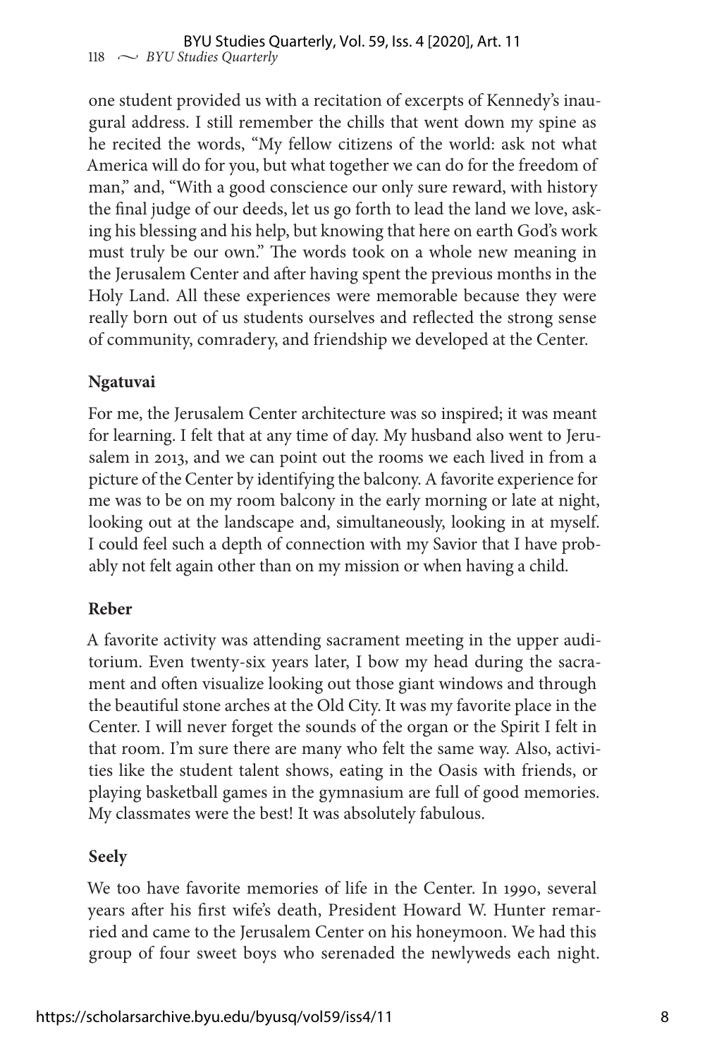one student provided us with a recitation of excerpts of Kennedy's inaugural address. I still remember the chills that went down my spine as he recited the words, "My fellow citizens of the world: ask not what America will do for you, but what together we can do for the freedom of man," and, "With a good conscience our only sure reward, with history the final judge of our deeds, let us go forth to lead the land we love, asking his blessing and his help, but knowing that here on earth God's work must truly be our own." The words took on a whole new meaning in the Jerusalem Center and after having spent the previous months in the Holy Land. All these experiences were memorable because they were really born out of us students ourselves and reflected the strong sense of community, comradery, and friendship we developed at the Center.

**Ngatuvai**

For me, the Jerusalem Center architecture was so inspired; it was meant for learning. I felt that at any time of day. My husband also went to Jerusalem in 2013, and we can point out the rooms we each lived in from a picture of the Center by identifying the balcony. A favorite experience for me was to be on my room balcony in the early morning or late at night, looking out at the landscape and, simultaneously, looking in at myself. I could feel such a depth of connection with my Savior that I have probably not felt again other than on my mission or when having a child.

**Reber**

A favorite activity was attending sacrament meeting in the upper auditorium. Even twenty-six years later, I bow my head during the sacrament and often visualize looking out those giant windows and through the beautiful stone arches at the Old City. It was my favorite place in the Center. I will never forget the sounds of the organ or the Spirit I felt in that room. I'm sure there are many who felt the same way. Also, activities like the student talent shows, eating in the Oasis with friends, or playing basketball games in the gymnasium are full of good memories. My classmates were the best! It was absolutely fabulous.

**Seely**

We too have favorite memories of life in the Center. In 1990, several years after his first wife's death, President Howard W. Hunter remarried and came to the Jerusalem Center on his honeymoon. We had this group of four sweet boys who serenaded the newlyweds each night.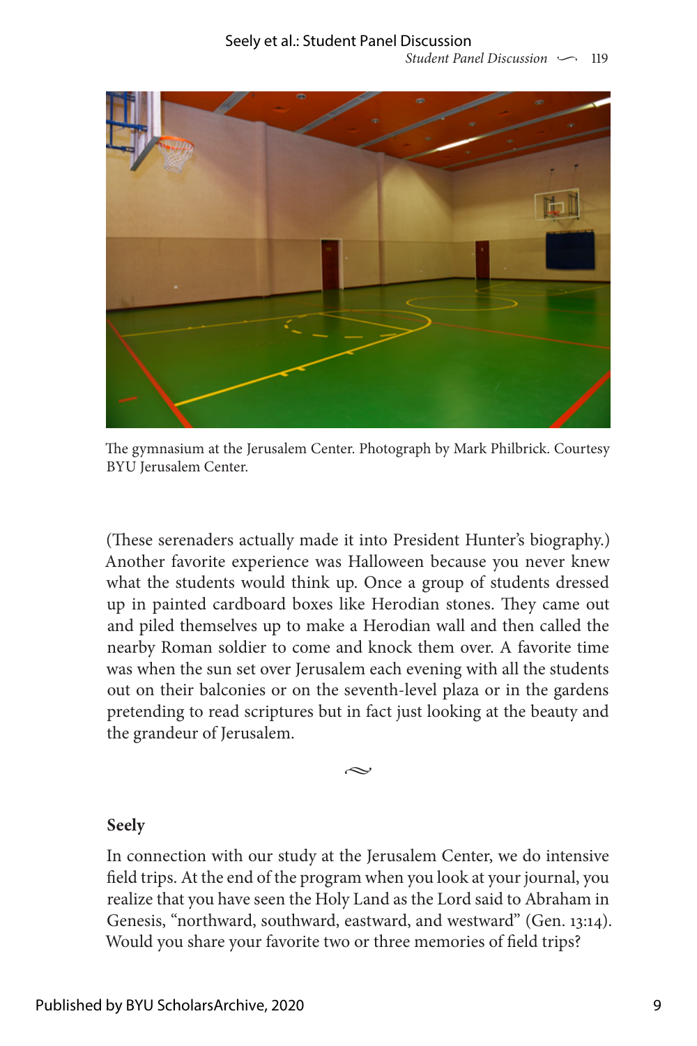The gymnasium at the Jerusalem Center. Photograph by Mark Philbrick. Courtesy BYU Jerusalem Center.

(These serenaders actually made it into President Hunter's biography.) Another favorite experience was Halloween because you never knew what the students would think up. Once a group of students dressed up in painted cardboard boxes like Herodian stones. They came out and piled themselves up to make a Herodian wall and then called the nearby Roman soldier to come and knock them over. A favorite time was when the sun set over Jerusalem each evening with all the students out on their balconies or on the seventh-level plaza or in the gardens pretending to read scriptures but in fact just looking at the beauty and the grandeur of Jerusalem.

**Seely**

In connection with our study at the Jerusalem Center, we do intensive field trips. At the end of the program when you look at your journal, you realize that you have seen the Holy Land as the Lord said to Abraham in Genesis, "northward, southward, eastward, and westward" (Gen. 13:14). Would you share your favorite two or three memories of field trips?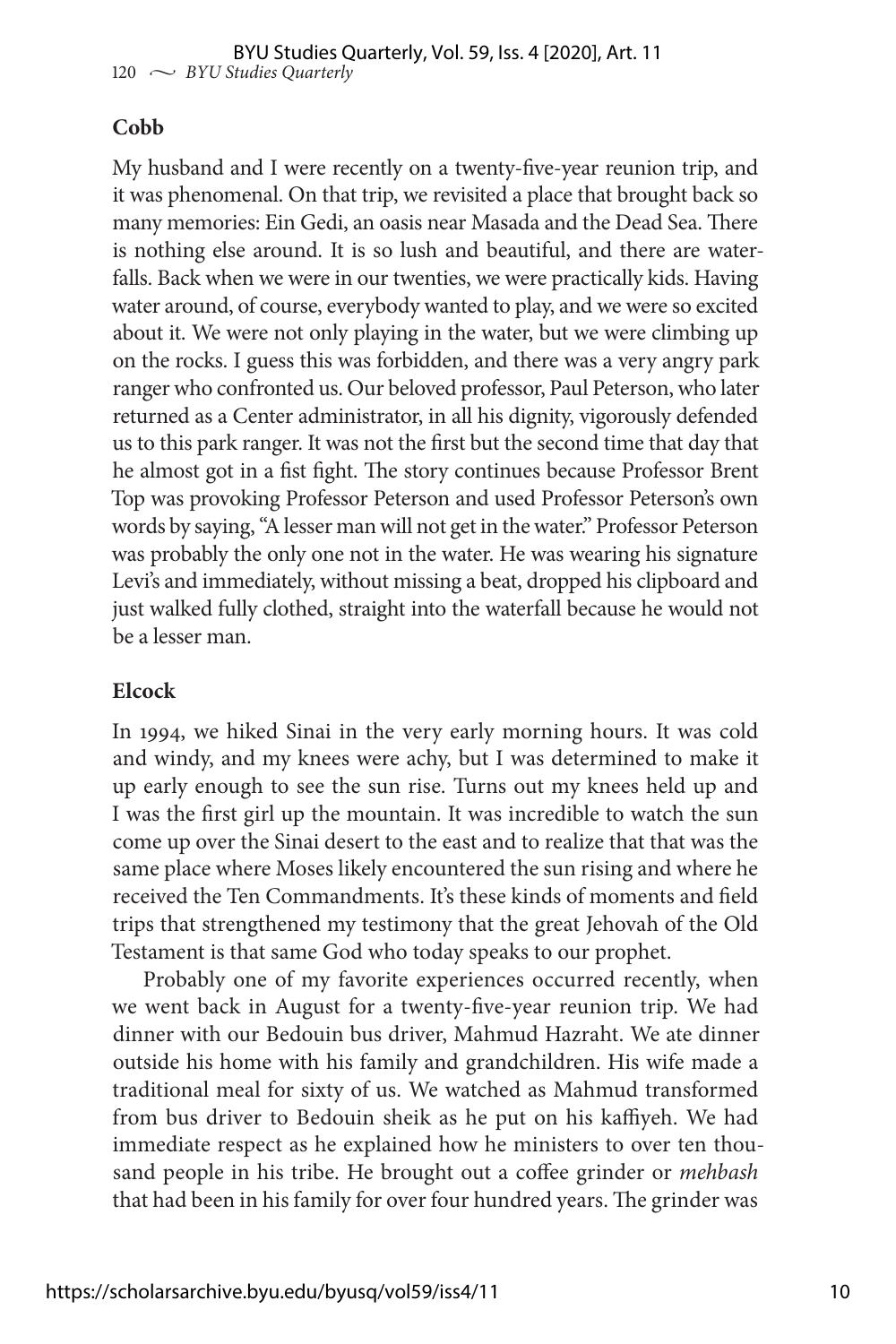**Cobb**

My husband and I were recently on a twenty-five-year reunion trip, and it was phenomenal. On that trip, we revisited a place that brought back so many memories: Ein Gedi, an oasis near Masada and the Dead Sea. There is nothing else around. It is so lush and beautiful, and there are waterfalls. Back when we were in our twenties, we were practically kids. Having water around, of course, everybody wanted to play, and we were so excited about it. We were not only playing in the water, but we were climbing up on the rocks. I guess this was forbidden, and there was a very angry park ranger who confronted us. Our beloved professor, Paul Peterson, who later returned as a Center administrator, in all his dignity, vigorously defended us to this park ranger. It was not the first but the second time that day that he almost got in a fist fight. The story continues because Professor Brent Top was provoking Professor Peterson and used Professor Peterson's own words by saying, "A lesser man will not get in the water." Professor Peterson was probably the only one not in the water. He was wearing his signature Levi's and immediately, without missing a beat, dropped his clipboard and just walked fully clothed, straight into the waterfall because he would not be a lesser man.

**Elcock**

In 1994, we hiked Sinai in the very early morning hours. It was cold and windy, and my knees were achy, but I was determined to make it up early enough to see the sun rise. Turns out my knees held up and I was the first girl up the mountain. It was incredible to watch the sun come up over the Sinai desert to the east and to realize that that was the same place where Moses likely encountered the sun rising and where he received the Ten Commandments. It's these kinds of moments and field trips that strengthened my testimony that the great Jehovah of the Old Testament is that same God who today speaks to our prophet.

Probably one of my favorite experiences occurred recently, when we went back in August for a twenty-five-year reunion trip. We had dinner with our Bedouin bus driver, Mahmud Hazraht. We ate dinner outside his home with his family and grandchildren. His wife made a traditional meal for sixty of us. We watched as Mahmud transformed from bus driver to Bedouin sheik as he put on his kaffiyeh. We had immediate respect as he explained how he ministers to over ten thousand people in his tribe. He brought out a coffee grinder or *mehbash* that had been in his family for over four hundred years. The grinder was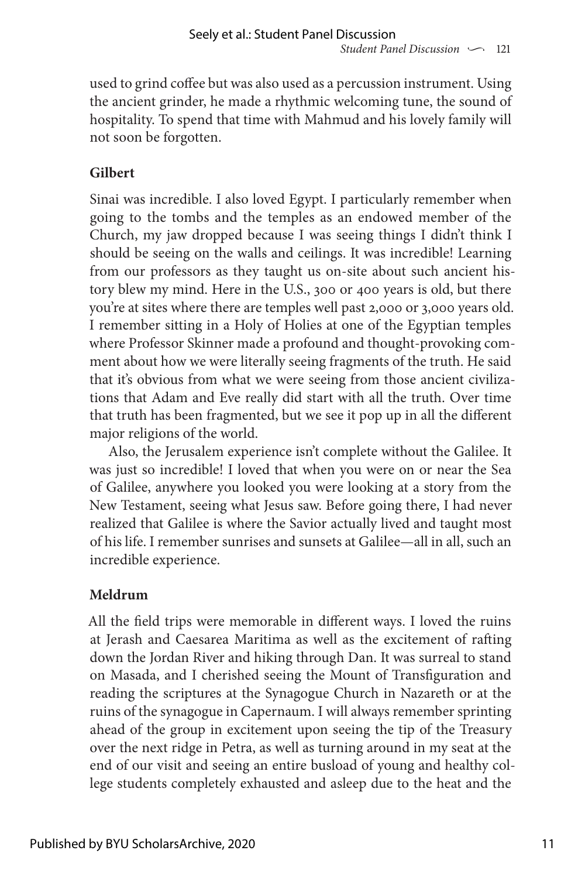used to grind coffee but was also used as a percussion instrument. Using the ancient grinder, he made a rhythmic welcoming tune, the sound of hospitality. To spend that time with Mahmud and his lovely family will not soon be forgotten.

**Gilbert**

Sinai was incredible. I also loved Egypt. I particularly remember when going to the tombs and the temples as an endowed member of the Church, my jaw dropped because I was seeing things I didn't think I should be seeing on the walls and ceilings. It was incredible! Learning from our professors as they taught us on-site about such ancient history blew my mind. Here in the U.S., 300 or 400 years is old, but there you're at sites where there are temples well past 2,000 or 3,000 years old. I remember sitting in a Holy of Holies at one of the Egyptian temples where Professor Skinner made a profound and thought-provoking comment about how we were literally seeing fragments of the truth. He said that it's obvious from what we were seeing from those ancient civilizations that Adam and Eve really did start with all the truth. Over time that truth has been fragmented, but we see it pop up in all the different major religions of the world.

Also, the Jerusalem experience isn't complete without the Galilee. It was just so incredible! I loved that when you were on or near the Sea of Galilee, anywhere you looked you were looking at a story from the New Testament, seeing what Jesus saw. Before going there, I had never realized that Galilee is where the Savior actually lived and taught most of his life. I remember sunrises and sunsets at Galilee—all in all, such an incredible experience.

**Meldrum**

All the field trips were memorable in different ways. I loved the ruins at Jerash and Caesarea Maritima as well as the excitement of rafting down the Jordan River and hiking through Dan. It was surreal to stand on Masada, and I cherished seeing the Mount of Transfiguration and reading the scriptures at the Synagogue Church in Nazareth or at the ruins of the synagogue in Capernaum. I will always remember sprinting ahead of the group in excitement upon seeing the tip of the Treasury over the next ridge in Petra, as well as turning around in my seat at the end of our visit and seeing an entire busload of young and healthy college students completely exhausted and asleep due to the heat and the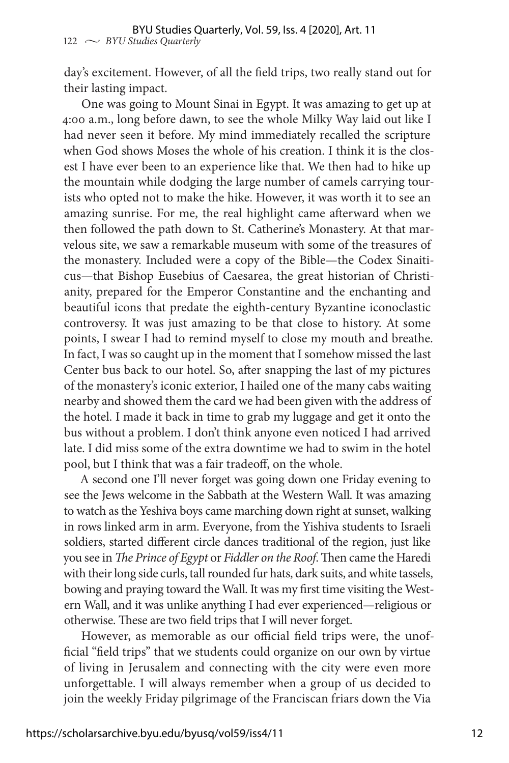day's excitement. However, of all the field trips, two really stand out for their lasting impact.

One was going to Mount Sinai in Egypt. It was amazing to get up at 4:00 a.m., long before dawn, to see the whole Milky Way laid out like I had never seen it before. My mind immediately recalled the scripture when God shows Moses the whole of his creation. I think it is the closest I have ever been to an experience like that. We then had to hike up the mountain while dodging the large number of camels carrying tourists who opted not to make the hike. However, it was worth it to see an amazing sunrise. For me, the real highlight came afterward when we then followed the path down to St. Catherine's Monastery. At that marvelous site, we saw a remarkable museum with some of the treasures of the monastery. Included were a copy of the Bible—the Codex Sinaiticus—that Bishop Eusebius of Caesarea, the great historian of Christianity, prepared for the Emperor Constantine and the enchanting and beautiful icons that predate the eighth-century Byzantine iconoclastic controversy. It was just amazing to be that close to history. At some points, I swear I had to remind myself to close my mouth and breathe. In fact, I was so caught up in the moment that I somehow missed the last Center bus back to our hotel. So, after snapping the last of my pictures of the monastery's iconic exterior, I hailed one of the many cabs waiting nearby and showed them the card we had been given with the address of the hotel. I made it back in time to grab my luggage and get it onto the bus without a problem. I don't think anyone even noticed I had arrived late. I did miss some of the extra downtime we had to swim in the hotel pool, but I think that was a fair tradeoff, on the whole.

A second one I'll never forget was going down one Friday evening to see the Jews welcome in the Sabbath at the Western Wall. It was amazing to watch as the Yeshiva boys came marching down right at sunset, walking in rows linked arm in arm. Everyone, from the Yishiva students to Israeli soldiers, started different circle dances traditional of the region, just like you see in *The Prince of Egypt* or *Fiddler on the Roof*. Then came the Haredi with their long side curls, tall rounded fur hats, dark suits, and white tassels, bowing and praying toward the Wall. It was my first time visiting the Western Wall, and it was unlike anything I had ever experienced—religious or otherwise. These are two field trips that I will never forget.

However, as memorable as our official field trips were, the unofficial "field trips" that we students could organize on our own by virtue of living in Jerusalem and connecting with the city were even more unforgettable. I will always remember when a group of us decided to join the weekly Friday pilgrimage of the Franciscan friars down the Via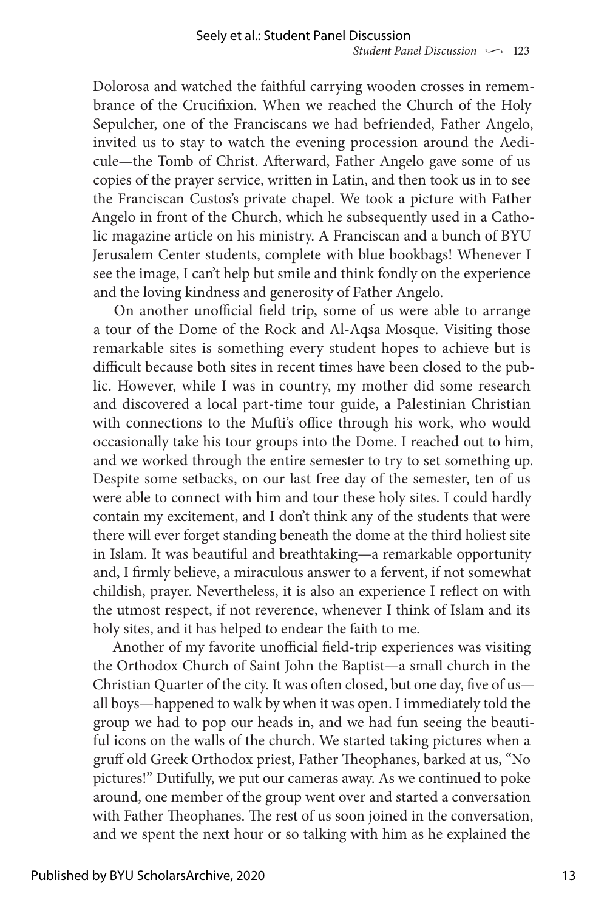Dolorosa and watched the faithful carrying wooden crosses in remembrance of the Crucifixion. When we reached the Church of the Holy Sepulcher, one of the Franciscans we had befriended, Father Angelo, invited us to stay to watch the evening procession around the Aedicule—the Tomb of Christ. Afterward, Father Angelo gave some of us copies of the prayer service, written in Latin, and then took us in to see the Franciscan Custos's private chapel. We took a picture with Father Angelo in front of the Church, which he subsequently used in a Catholic magazine article on his ministry. A Franciscan and a bunch of BYU Jerusalem Center students, complete with blue bookbags! Whenever I see the image, I can't help but smile and think fondly on the experience and the loving kindness and generosity of Father Angelo.

On another unofficial field trip, some of us were able to arrange a tour of the Dome of the Rock and Al-Aqsa Mosque. Visiting those remarkable sites is something every student hopes to achieve but is difficult because both sites in recent times have been closed to the public. However, while I was in country, my mother did some research and discovered a local part-time tour guide, a Palestinian Christian with connections to the Mufti's office through his work, who would occasionally take his tour groups into the Dome. I reached out to him, and we worked through the entire semester to try to set something up. Despite some setbacks, on our last free day of the semester, ten of us were able to connect with him and tour these holy sites. I could hardly contain my excitement, and I don't think any of the students that were there will ever forget standing beneath the dome at the third holiest site in Islam. It was beautiful and breathtaking—a remarkable opportunity and, I firmly believe, a miraculous answer to a fervent, if not somewhat childish, prayer. Nevertheless, it is also an experience I reflect on with the utmost respect, if not reverence, whenever I think of Islam and its holy sites, and it has helped to endear the faith to me.

Another of my favorite unofficial field-trip experiences was visiting the Orthodox Church of Saint John the Baptist—a small church in the Christian Quarter of the city. It was often closed, but one day, five of us—all boys—happened to walk by when it was open. I immediately told the group we had to pop our heads in, and we had fun seeing the beautiful icons on the walls of the church. We started taking pictures when a gruff old Greek Orthodox priest, Father Theophanes, barked at us, "No pictures!" Dutifully, we put our cameras away. As we continued to poke around, one member of the group went over and started a conversation with Father Theophanes. The rest of us soon joined in the conversation, and we spent the next hour or so talking with him as he explained the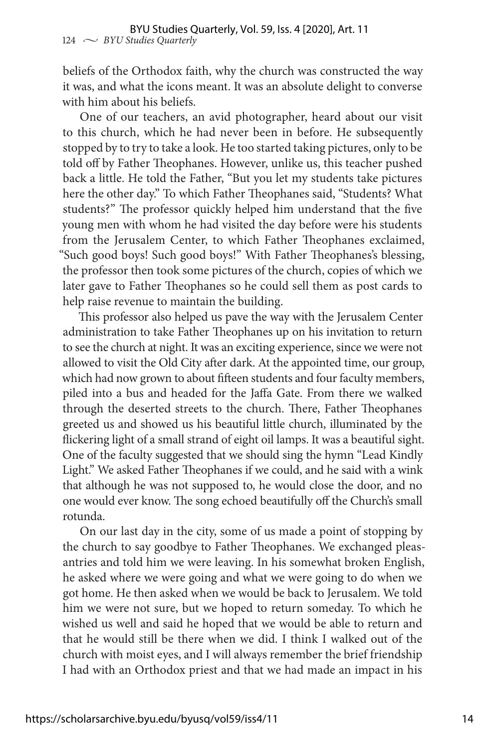beliefs of the Orthodox faith, why the church was constructed the way it was, and what the icons meant. It was an absolute delight to converse with him about his beliefs.

One of our teachers, an avid photographer, heard about our visit to this church, which he had never been in before. He subsequently stopped by to try to take a look. He too started taking pictures, only to be told off by Father Theophanes. However, unlike us, this teacher pushed back a little. He told the Father, "But you let my students take pictures here the other day." To which Father Theophanes said, "Students? What students?" The professor quickly helped him understand that the five young men with whom he had visited the day before were his students from the Jerusalem Center, to which Father Theophanes exclaimed, "Such good boys! Such good boys!" With Father Theophanes's blessing, the professor then took some pictures of the church, copies of which we later gave to Father Theophanes so he could sell them as post cards to help raise revenue to maintain the building.

This professor also helped us pave the way with the Jerusalem Center administration to take Father Theophanes up on his invitation to return to see the church at night. It was an exciting experience, since we were not allowed to visit the Old City after dark. At the appointed time, our group, which had now grown to about fifteen students and four faculty members, piled into a bus and headed for the Jaffa Gate. From there we walked through the deserted streets to the church. There, Father Theophanes greeted us and showed us his beautiful little church, illuminated by the flickering light of a small strand of eight oil lamps. It was a beautiful sight. One of the faculty suggested that we should sing the hymn "Lead Kindly Light." We asked Father Theophanes if we could, and he said with a wink that although he was not supposed to, he would close the door, and no one would ever know. The song echoed beautifully off the Church's small rotunda.

On our last day in the city, some of us made a point of stopping by the church to say goodbye to Father Theophanes. We exchanged pleasantries and told him we were leaving. In his somewhat broken English, he asked where we were going and what we were going to do when we got home. He then asked when we would be back to Jerusalem. We told him we were not sure, but we hoped to return someday. To which he wished us well and said he hoped that we would be able to return and that he would still be there when we did. I think I walked out of the church with moist eyes, and I will always remember the brief friendship I had with an Orthodox priest and that we had made an impact in his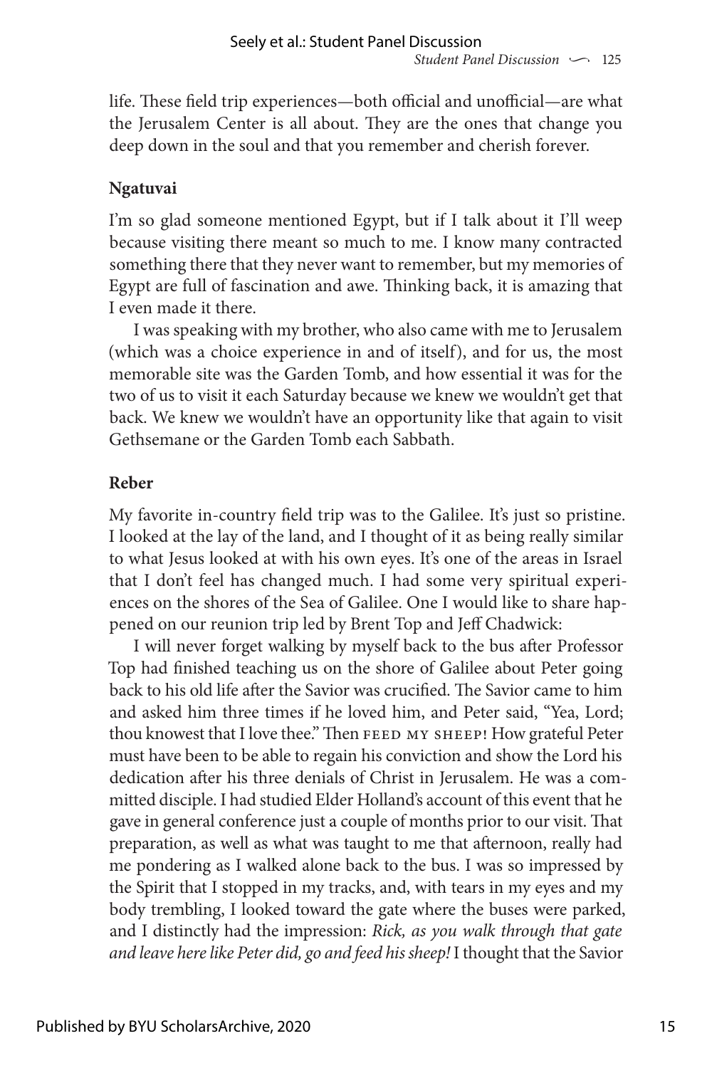life. These field trip experiences—both official and unofficial—are what the Jerusalem Center is all about. They are the ones that change you deep down in the soul and that you remember and cherish forever.

**Ngatuvai**

I'm so glad someone mentioned Egypt, but if I talk about it I'll weep because visiting there meant so much to me. I know many contracted something there that they never want to remember, but my memories of Egypt are full of fascination and awe. Thinking back, it is amazing that I even made it there.

I was speaking with my brother, who also came with me to Jerusalem (which was a choice experience in and of itself), and for us, the most memorable site was the Garden Tomb, and how essential it was for the two of us to visit it each Saturday because we knew we wouldn't get that back. We knew we wouldn't have an opportunity like that again to visit Gethsemane or the Garden Tomb each Sabbath.

**Reber**

My favorite in-country field trip was to the Galilee. It's just so pristine. I looked at the lay of the land, and I thought of it as being really similar to what Jesus looked at with his own eyes. It's one of the areas in Israel that I don't feel has changed much. I had some very spiritual experiences on the shores of the Sea of Galilee. One I would like to share happened on our reunion trip led by Brent Top and Jeff Chadwick:

I will never forget walking by myself back to the bus after Professor Top had finished teaching us on the shore of Galilee about Peter going back to his old life after the Savior was crucified. The Savior came to him and asked him three times if he loved him, and Peter said, "Yea, Lord; thou knowest that I love thee." Then FEED MY SHEEP! How grateful Peter must have been to be able to regain his conviction and show the Lord his dedication after his three denials of Christ in Jerusalem. He was a committed disciple. I had studied Elder Holland's account of this event that he gave in general conference just a couple of months prior to our visit. That preparation, as well as what was taught to me that afternoon, really had me pondering as I walked alone back to the bus. I was so impressed by the Spirit that I stopped in my tracks, and, with tears in my eyes and my body trembling, I looked toward the gate where the buses were parked, and I distinctly had the impression: *Rick, as you walk through that gate and leave here like Peter did, go and feed his sheep!* I thought that the Savior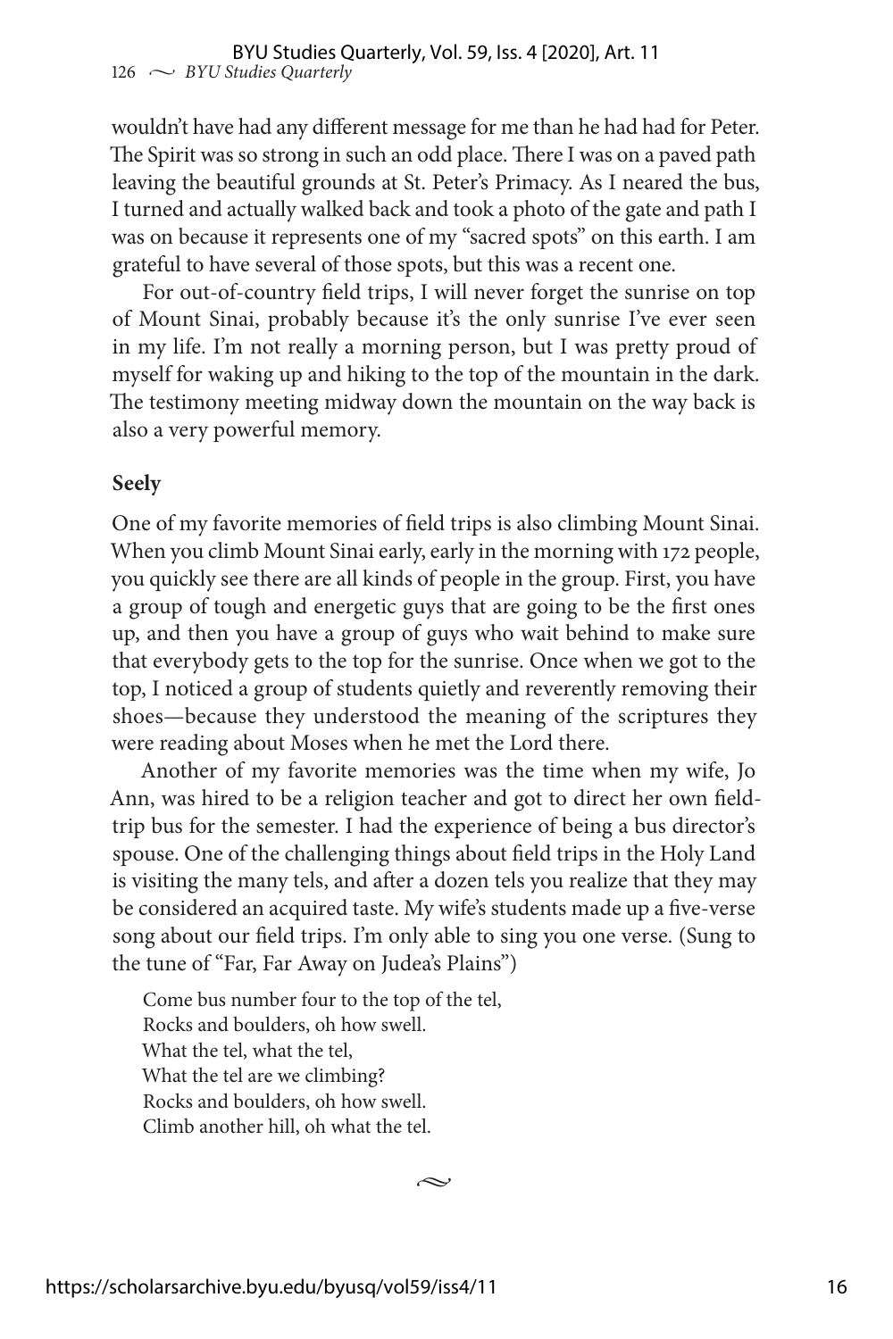wouldn't have had any different message for me than he had had for Peter. The Spirit was so strong in such an odd place. There I was on a paved path leaving the beautiful grounds at St. Peter's Primacy. As I neared the bus, I turned and actually walked back and took a photo of the gate and path I was on because it represents one of my "sacred spots" on this earth. I am grateful to have several of those spots, but this was a recent one.

For out-of-country field trips, I will never forget the sunrise on top of Mount Sinai, probably because it's the only sunrise I've ever seen in my life. I'm not really a morning person, but I was pretty proud of myself for waking up and hiking to the top of the mountain in the dark. The testimony meeting midway down the mountain on the way back is also a very powerful memory.

**Seely**

One of my favorite memories of field trips is also climbing Mount Sinai. When you climb Mount Sinai early, early in the morning with 172 people, you quickly see there are all kinds of people in the group. First, you have a group of tough and energetic guys that are going to be the first ones up, and then you have a group of guys who wait behind to make sure that everybody gets to the top for the sunrise. Once when we got to the top, I noticed a group of students quietly and reverently removing their shoes—because they understood the meaning of the scriptures they were reading about Moses when he met the Lord there.

Another of my favorite memories was the time when my wife, Jo Ann, was hired to be a religion teacher and got to direct her own field-trip bus for the semester. I had the experience of being a bus director's spouse. One of the challenging things about field trips in the Holy Land is visiting the many tels, and after a dozen tels you realize that they may be considered an acquired taste. My wife's students made up a five-verse song about our field trips. I'm only able to sing you one verse. (Sung to the tune of "Far, Far Away on Judea's Plains")

Come bus number four to the top of the tel,
Rocks and boulders, oh how swell.
What the tel, what the tel,
What the tel are we climbing?
Rocks and boulders, oh how swell.
Climb another hill, oh what the tel.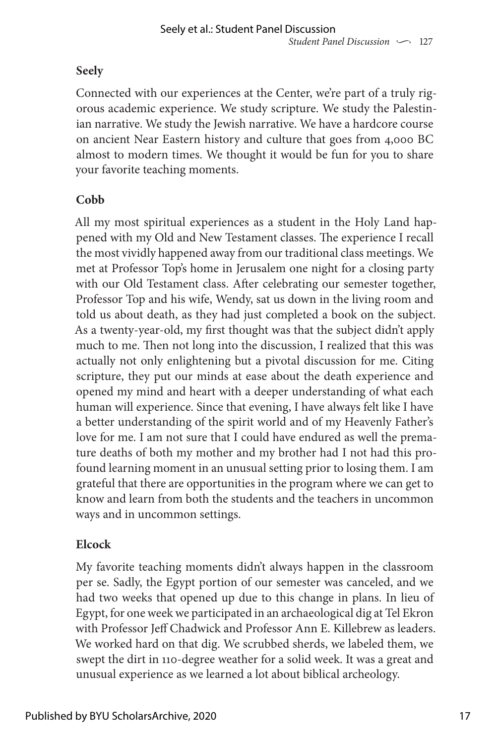**Seely**

Connected with our experiences at the Center, we're part of a truly rigorous academic experience. We study scripture. We study the Palestinian narrative. We study the Jewish narrative. We have a hardcore course on ancient Near Eastern history and culture that goes from 4,000 BC almost to modern times. We thought it would be fun for you to share your favorite teaching moments.

**Cobb**

All my most spiritual experiences as a student in the Holy Land happened with my Old and New Testament classes. The experience I recall the most vividly happened away from our traditional class meetings. We met at Professor Top's home in Jerusalem one night for a closing party with our Old Testament class. After celebrating our semester together, Professor Top and his wife, Wendy, sat us down in the living room and told us about death, as they had just completed a book on the subject. As a twenty-year-old, my first thought was that the subject didn't apply much to me. Then not long into the discussion, I realized that this was actually not only enlightening but a pivotal discussion for me. Citing scripture, they put our minds at ease about the death experience and opened my mind and heart with a deeper understanding of what each human will experience. Since that evening, I have always felt like I have a better understanding of the spirit world and of my Heavenly Father's love for me. I am not sure that I could have endured as well the premature deaths of both my mother and my brother had I not had this profound learning moment in an unusual setting prior to losing them. I am grateful that there are opportunities in the program where we can get to know and learn from both the students and the teachers in uncommon ways and in uncommon settings.

**Elcock**

My favorite teaching moments didn't always happen in the classroom per se. Sadly, the Egypt portion of our semester was canceled, and we had two weeks that opened up due to this change in plans. In lieu of Egypt, for one week we participated in an archaeological dig at Tel Ekron with Professor Jeff Chadwick and Professor Ann E. Killebrew as leaders. We worked hard on that dig. We scrubbed sherds, we labeled them, we swept the dirt in 110-degree weather for a solid week. It was a great and unusual experience as we learned a lot about biblical archeology.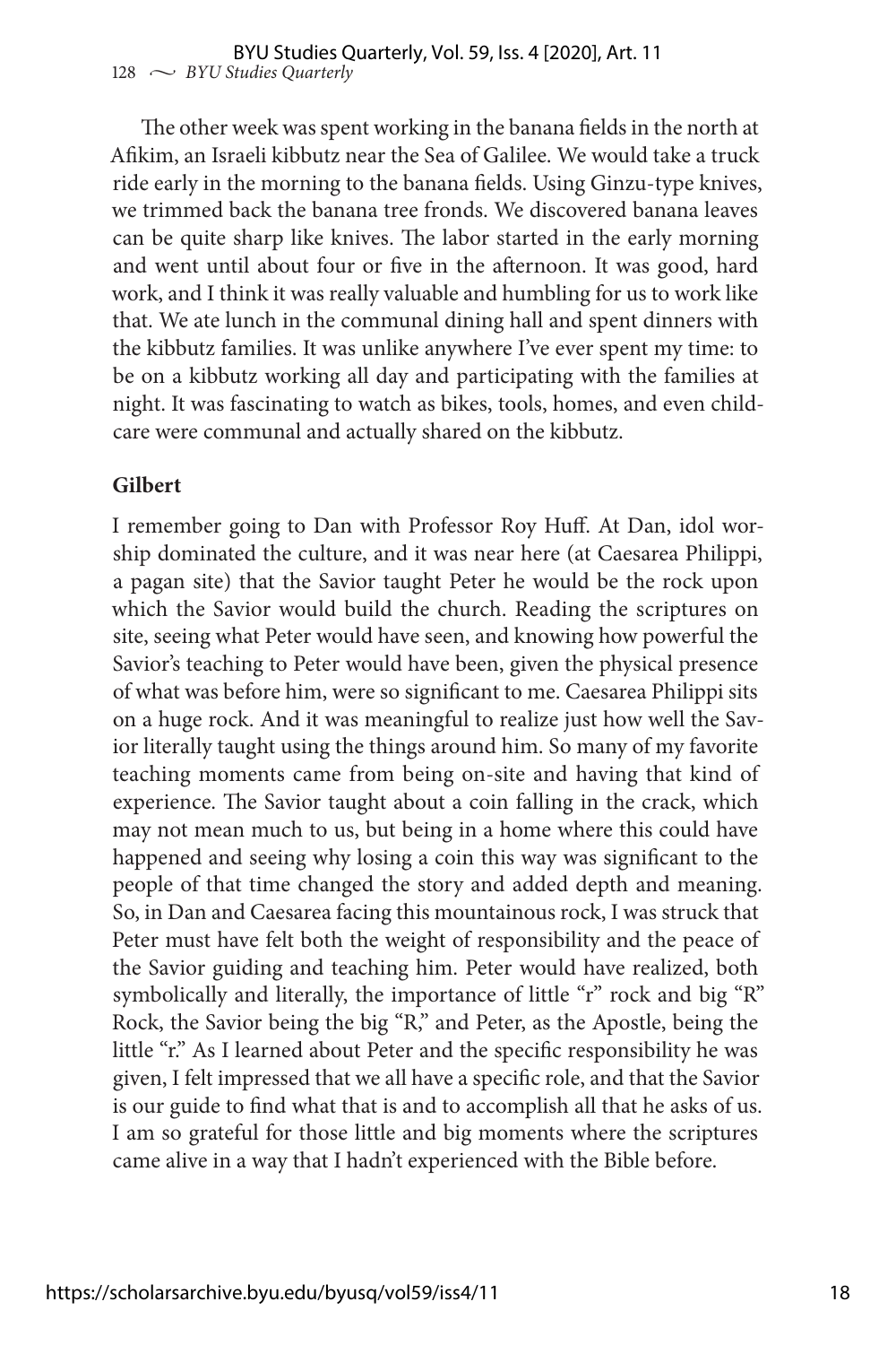The other week was spent working in the banana fields in the north at Afikim, an Israeli kibbutz near the Sea of Galilee. We would take a truck ride early in the morning to the banana fields. Using Ginzu-type knives, we trimmed back the banana tree fronds. We discovered banana leaves can be quite sharp like knives. The labor started in the early morning and went until about four or five in the afternoon. It was good, hard work, and I think it was really valuable and humbling for us to work like that. We ate lunch in the communal dining hall and spent dinners with the kibbutz families. It was unlike anywhere I've ever spent my time: to be on a kibbutz working all day and participating with the families at night. It was fascinating to watch as bikes, tools, homes, and even childcare were communal and actually shared on the kibbutz.

**Gilbert**

I remember going to Dan with Professor Roy Huff. At Dan, idol worship dominated the culture, and it was near here (at Caesarea Philippi, a pagan site) that the Savior taught Peter he would be the rock upon which the Savior would build the church. Reading the scriptures on site, seeing what Peter would have seen, and knowing how powerful the Savior's teaching to Peter would have been, given the physical presence of what was before him, were so significant to me. Caesarea Philippi sits on a huge rock. And it was meaningful to realize just how well the Savior literally taught using the things around him. So many of my favorite teaching moments came from being on-site and having that kind of experience. The Savior taught about a coin falling in the crack, which may not mean much to us, but being in a home where this could have happened and seeing why losing a coin this way was significant to the people of that time changed the story and added depth and meaning. So, in Dan and Caesarea facing this mountainous rock, I was struck that Peter must have felt both the weight of responsibility and the peace of the Savior guiding and teaching him. Peter would have realized, both symbolically and literally, the importance of little "r" rock and big "R" Rock, the Savior being the big "R," and Peter, as the Apostle, being the little "r." As I learned about Peter and the specific responsibility he was given, I felt impressed that we all have a specific role, and that the Savior is our guide to find what that is and to accomplish all that he asks of us. I am so grateful for those little and big moments where the scriptures came alive in a way that I hadn't experienced with the Bible before.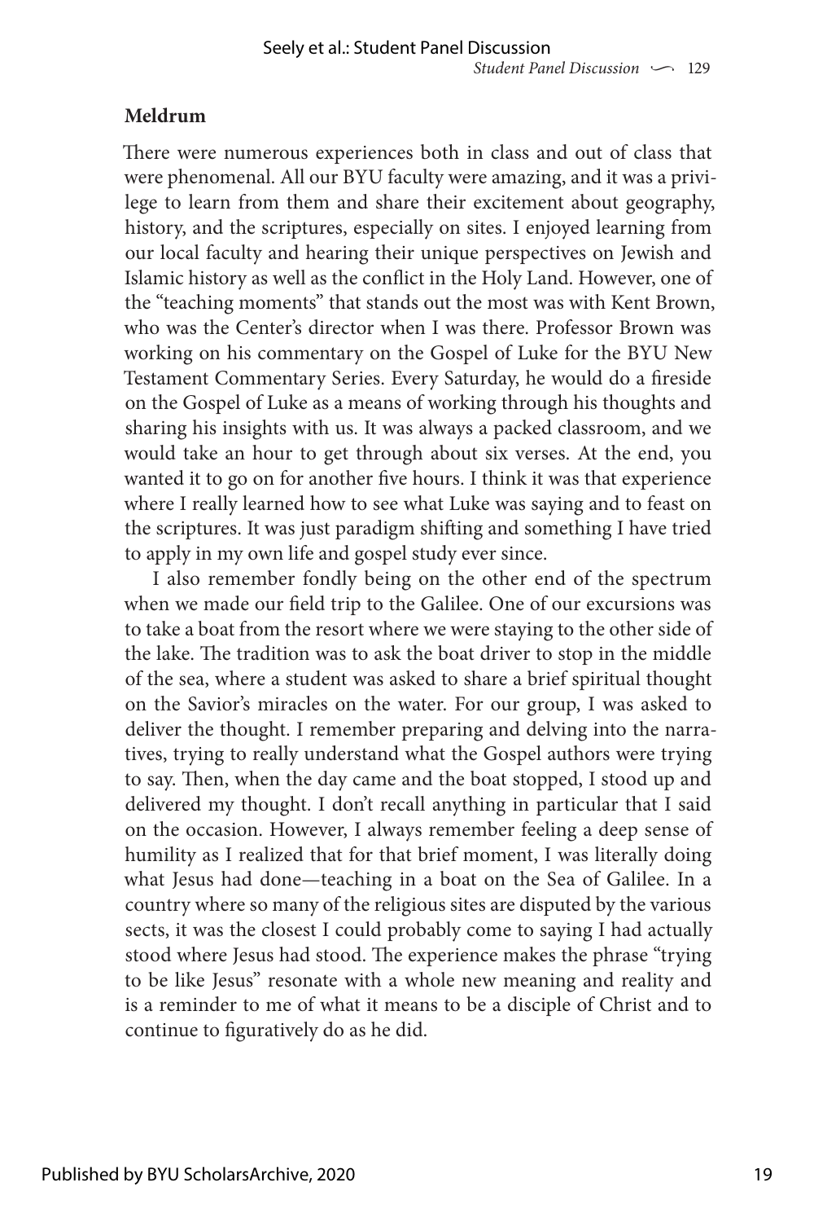**Meldrum**

There were numerous experiences both in class and out of class that were phenomenal. All our BYU faculty were amazing, and it was a privilege to learn from them and share their excitement about geography, history, and the scriptures, especially on sites. I enjoyed learning from our local faculty and hearing their unique perspectives on Jewish and Islamic history as well as the conflict in the Holy Land. However, one of the "teaching moments" that stands out the most was with Kent Brown, who was the Center's director when I was there. Professor Brown was working on his commentary on the Gospel of Luke for the BYU New Testament Commentary Series. Every Saturday, he would do a fireside on the Gospel of Luke as a means of working through his thoughts and sharing his insights with us. It was always a packed classroom, and we would take an hour to get through about six verses. At the end, you wanted it to go on for another five hours. I think it was that experience where I really learned how to see what Luke was saying and to feast on the scriptures. It was just paradigm shifting and something I have tried to apply in my own life and gospel study ever since.

I also remember fondly being on the other end of the spectrum when we made our field trip to the Galilee. One of our excursions was to take a boat from the resort where we were staying to the other side of the lake. The tradition was to ask the boat driver to stop in the middle of the sea, where a student was asked to share a brief spiritual thought on the Savior's miracles on the water. For our group, I was asked to deliver the thought. I remember preparing and delving into the narratives, trying to really understand what the Gospel authors were trying to say. Then, when the day came and the boat stopped, I stood up and delivered my thought. I don't recall anything in particular that I said on the occasion. However, I always remember feeling a deep sense of humility as I realized that for that brief moment, I was literally doing what Jesus had done—teaching in a boat on the Sea of Galilee. In a country where so many of the religious sites are disputed by the various sects, it was the closest I could probably come to saying I had actually stood where Jesus had stood. The experience makes the phrase "trying to be like Jesus" resonate with a whole new meaning and reality and is a reminder to me of what it means to be a disciple of Christ and to continue to figuratively do as he did.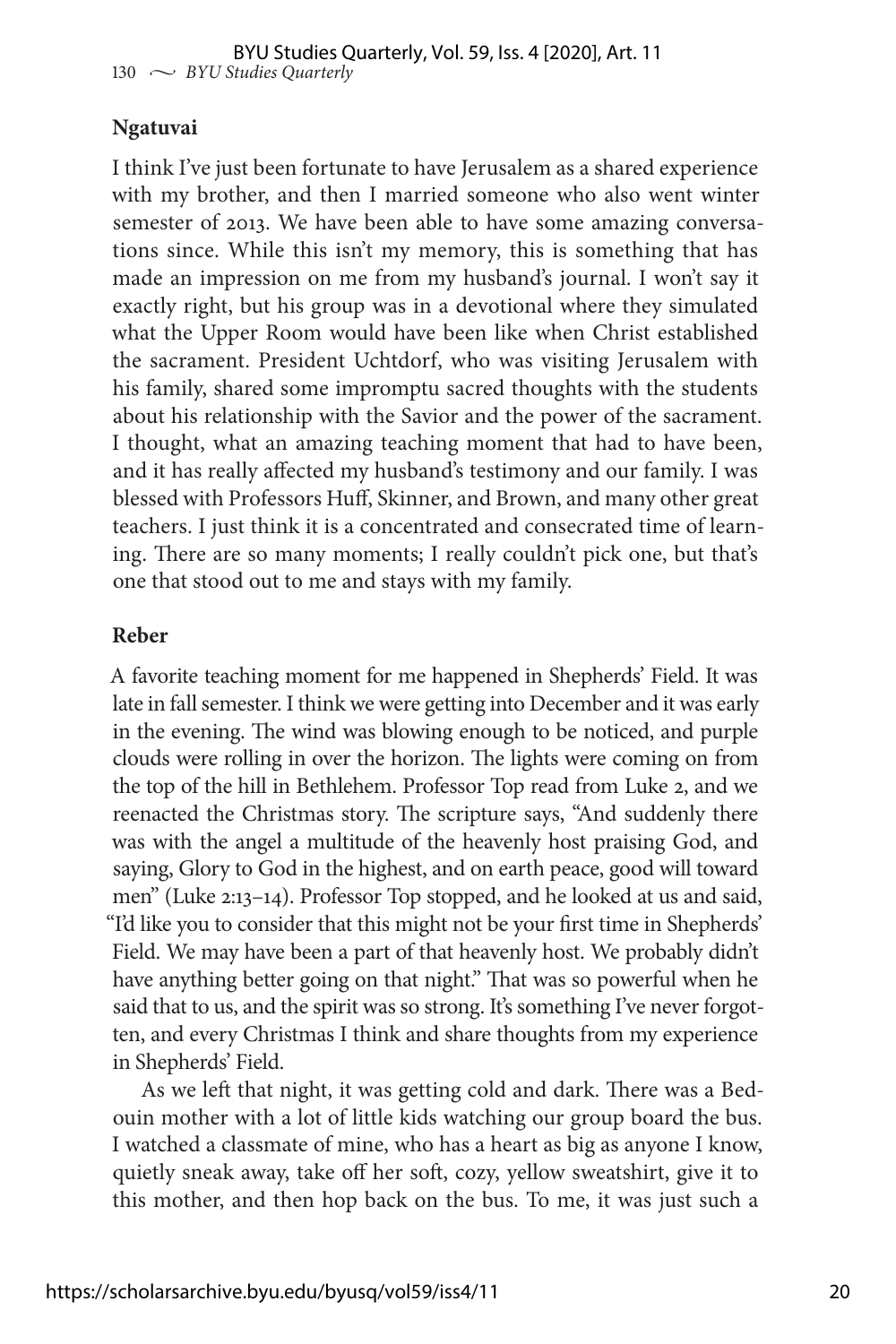**Ngatuvai**

I think I've just been fortunate to have Jerusalem as a shared experience with my brother, and then I married someone who also went winter semester of 2013. We have been able to have some amazing conversations since. While this isn't my memory, this is something that has made an impression on me from my husband's journal. I won't say it exactly right, but his group was in a devotional where they simulated what the Upper Room would have been like when Christ established the sacrament. President Uchtdorf, who was visiting Jerusalem with his family, shared some impromptu sacred thoughts with the students about his relationship with the Savior and the power of the sacrament. I thought, what an amazing teaching moment that had to have been, and it has really affected my husband's testimony and our family. I was blessed with Professors Huff, Skinner, and Brown, and many other great teachers. I just think it is a concentrated and consecrated time of learning. There are so many moments; I really couldn't pick one, but that's one that stood out to me and stays with my family.

**Reber**

A favorite teaching moment for me happened in Shepherds' Field. It was late in fall semester. I think we were getting into December and it was early in the evening. The wind was blowing enough to be noticed, and purple clouds were rolling in over the horizon. The lights were coming on from the top of the hill in Bethlehem. Professor Top read from Luke 2, and we reenacted the Christmas story. The scripture says, "And suddenly there was with the angel a multitude of the heavenly host praising God, and saying, Glory to God in the highest, and on earth peace, good will toward men" (Luke 2:13–14). Professor Top stopped, and he looked at us and said, "I'd like you to consider that this might not be your first time in Shepherds' Field. We may have been a part of that heavenly host. We probably didn't have anything better going on that night." That was so powerful when he said that to us, and the spirit was so strong. It's something I've never forgotten, and every Christmas I think and share thoughts from my experience in Shepherds' Field.

As we left that night, it was getting cold and dark. There was a Bedouin mother with a lot of little kids watching our group board the bus. I watched a classmate of mine, who has a heart as big as anyone I know, quietly sneak away, take off her soft, cozy, yellow sweatshirt, give it to this mother, and then hop back on the bus. To me, it was just such a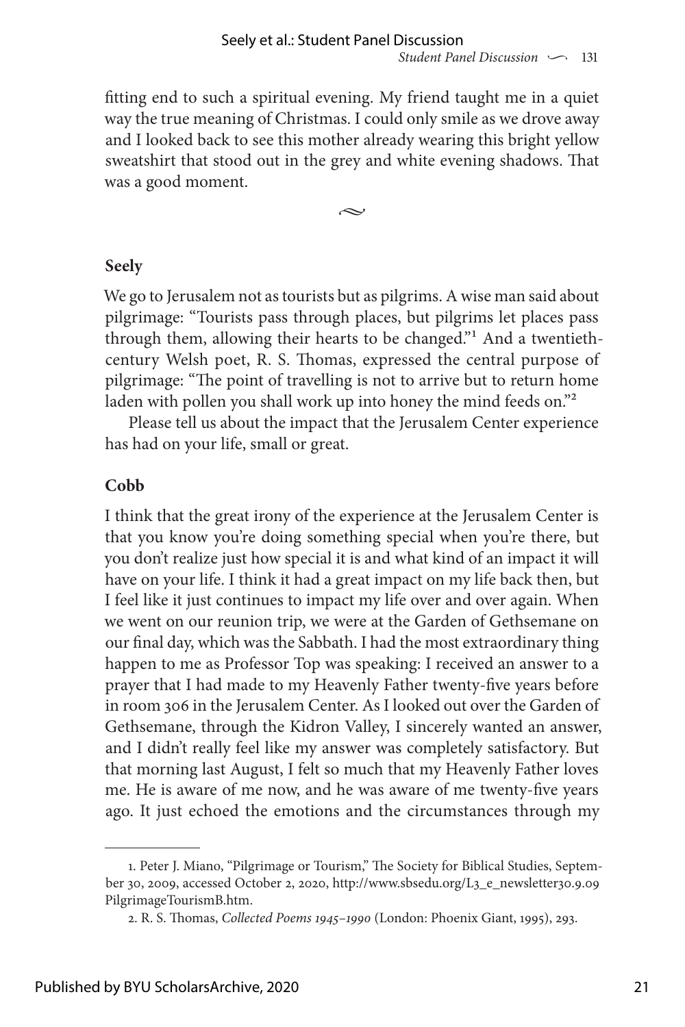fitting end to such a spiritual evening. My friend taught me in a quiet way the true meaning of Christmas. I could only smile as we drove away and I looked back to see this mother already wearing this bright yellow sweatshirt that stood out in the grey and white evening shadows. That was a good moment.

~

**Seely**

We go to Jerusalem not as tourists but as pilgrims. A wise man said about pilgrimage: "Tourists pass through places, but pilgrims let places pass through them, allowing their hearts to be changed."[1] And a twentieth-century Welsh poet, R. S. Thomas, expressed the central purpose of pilgrimage: "The point of travelling is not to arrive but to return home laden with pollen you shall work up into honey the mind feeds on."[2]

Please tell us about the impact that the Jerusalem Center experience has had on your life, small or great.

**Cobb**

I think that the great irony of the experience at the Jerusalem Center is that you know you're doing something special when you're there, but you don't realize just how special it is and what kind of an impact it will have on your life. I think it had a great impact on my life back then, but I feel like it just continues to impact my life over and over again. When we went on our reunion trip, we were at the Garden of Gethsemane on our final day, which was the Sabbath. I had the most extraordinary thing happen to me as Professor Top was speaking: I received an answer to a prayer that I had made to my Heavenly Father twenty-five years before in room 306 in the Jerusalem Center. As I looked out over the Garden of Gethsemane, through the Kidron Valley, I sincerely wanted an answer, and I didn't really feel like my answer was completely satisfactory. But that morning last August, I felt so much that my Heavenly Father loves me. He is aware of me now, and he was aware of me twenty-five years ago. It just echoed the emotions and the circumstances through my

---

1. Peter J. Miano, "Pilgrimage or Tourism," The Society for Biblical Studies, September 30, 2009, accessed October 2, 2020, http://www.sbsedu.org/L3_e_newsletter30.9.09PilgrimageTourismB.htm.

2. R. S. Thomas, *Collected Poems 1945–1990* (London: Phoenix Giant, 1995), 293.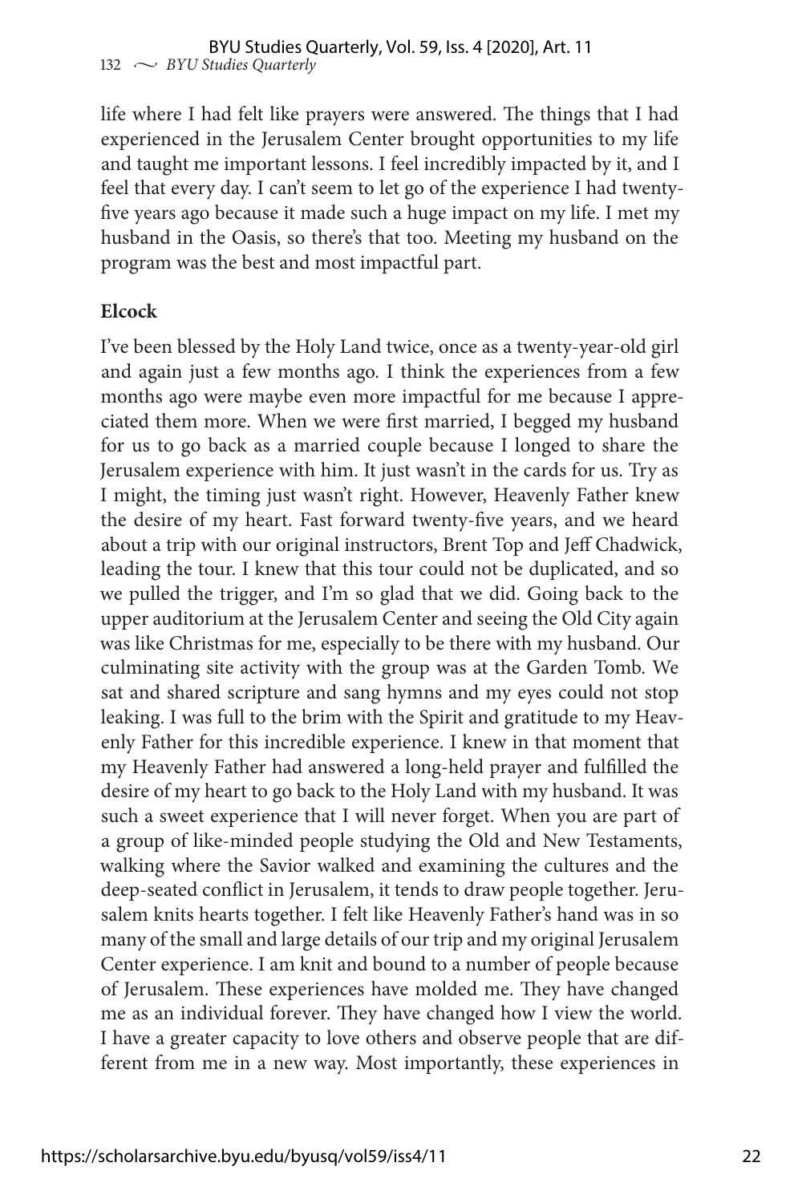life where I had felt like prayers were answered. The things that I had experienced in the Jerusalem Center brought opportunities to my life and taught me important lessons. I feel incredibly impacted by it, and I feel that every day. I can't seem to let go of the experience I had twenty-five years ago because it made such a huge impact on my life. I met my husband in the Oasis, so there's that too. Meeting my husband on the program was the best and most impactful part.

**Elcock**

I've been blessed by the Holy Land twice, once as a twenty-year-old girl and again just a few months ago. I think the experiences from a few months ago were maybe even more impactful for me because I appreciated them more. When we were first married, I begged my husband for us to go back as a married couple because I longed to share the Jerusalem experience with him. It just wasn't in the cards for us. Try as I might, the timing just wasn't right. However, Heavenly Father knew the desire of my heart. Fast forward twenty-five years, and we heard about a trip with our original instructors, Brent Top and Jeff Chadwick, leading the tour. I knew that this tour could not be duplicated, and so we pulled the trigger, and I'm so glad that we did. Going back to the upper auditorium at the Jerusalem Center and seeing the Old City again was like Christmas for me, especially to be there with my husband. Our culminating site activity with the group was at the Garden Tomb. We sat and shared scripture and sang hymns and my eyes could not stop leaking. I was full to the brim with the Spirit and gratitude to my Heavenly Father for this incredible experience. I knew in that moment that my Heavenly Father had answered a long-held prayer and fulfilled the desire of my heart to go back to the Holy Land with my husband. It was such a sweet experience that I will never forget. When you are part of a group of like-minded people studying the Old and New Testaments, walking where the Savior walked and examining the cultures and the deep-seated conflict in Jerusalem, it tends to draw people together. Jerusalem knits hearts together. I felt like Heavenly Father's hand was in so many of the small and large details of our trip and my original Jerusalem Center experience. I am knit and bound to a number of people because of Jerusalem. These experiences have molded me. They have changed me as an individual forever. They have changed how I view the world. I have a greater capacity to love others and observe people that are different from me in a new way. Most importantly, these experiences in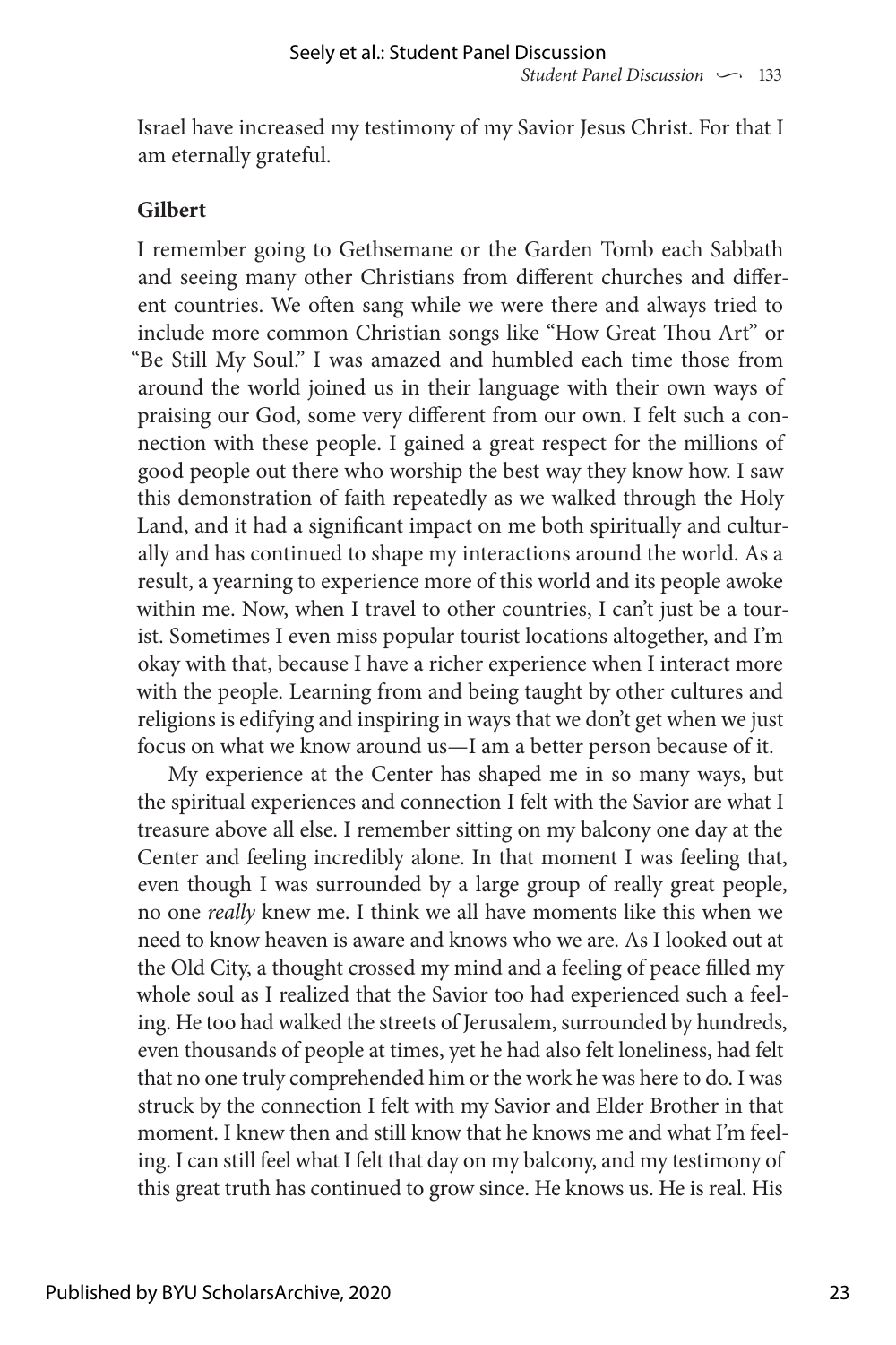Israel have increased my testimony of my Savior Jesus Christ. For that I am eternally grateful.

**Gilbert**

I remember going to Gethsemane or the Garden Tomb each Sabbath and seeing many other Christians from different churches and different countries. We often sang while we were there and always tried to include more common Christian songs like "How Great Thou Art" or "Be Still My Soul." I was amazed and humbled each time those from around the world joined us in their language with their own ways of praising our God, some very different from our own. I felt such a connection with these people. I gained a great respect for the millions of good people out there who worship the best way they know how. I saw this demonstration of faith repeatedly as we walked through the Holy Land, and it had a significant impact on me both spiritually and culturally and has continued to shape my interactions around the world. As a result, a yearning to experience more of this world and its people awoke within me. Now, when I travel to other countries, I can't just be a tourist. Sometimes I even miss popular tourist locations altogether, and I'm okay with that, because I have a richer experience when I interact more with the people. Learning from and being taught by other cultures and religions is edifying and inspiring in ways that we don't get when we just focus on what we know around us—I am a better person because of it.

My experience at the Center has shaped me in so many ways, but the spiritual experiences and connection I felt with the Savior are what I treasure above all else. I remember sitting on my balcony one day at the Center and feeling incredibly alone. In that moment I was feeling that, even though I was surrounded by a large group of really great people, no one *really* knew me. I think we all have moments like this when we need to know heaven is aware and knows who we are. As I looked out at the Old City, a thought crossed my mind and a feeling of peace filled my whole soul as I realized that the Savior too had experienced such a feeling. He too had walked the streets of Jerusalem, surrounded by hundreds, even thousands of people at times, yet he had also felt loneliness, had felt that no one truly comprehended him or the work he was here to do. I was struck by the connection I felt with my Savior and Elder Brother in that moment. I knew then and still know that he knows me and what I'm feeling. I can still feel what I felt that day on my balcony, and my testimony of this great truth has continued to grow since. He knows us. He is real. His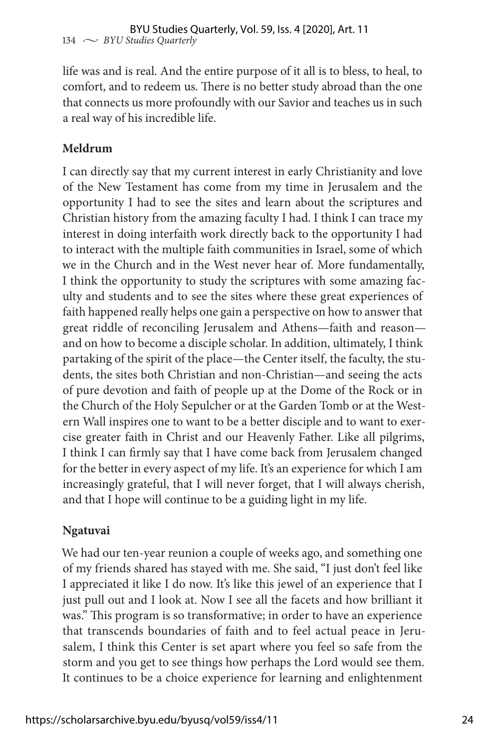life was and is real. And the entire purpose of it all is to bless, to heal, to comfort, and to redeem us. There is no better study abroad than the one that connects us more profoundly with our Savior and teaches us in such a real way of his incredible life.

**Meldrum**

I can directly say that my current interest in early Christianity and love of the New Testament has come from my time in Jerusalem and the opportunity I had to see the sites and learn about the scriptures and Christian history from the amazing faculty I had. I think I can trace my interest in doing interfaith work directly back to the opportunity I had to interact with the multiple faith communities in Israel, some of which we in the Church and in the West never hear of. More fundamentally, I think the opportunity to study the scriptures with some amazing faculty and students and to see the sites where these great experiences of faith happened really helps one gain a perspective on how to answer that great riddle of reconciling Jerusalem and Athens—faith and reason—and on how to become a disciple scholar. In addition, ultimately, I think partaking of the spirit of the place—the Center itself, the faculty, the students, the sites both Christian and non-Christian—and seeing the acts of pure devotion and faith of people up at the Dome of the Rock or in the Church of the Holy Sepulcher or at the Garden Tomb or at the Western Wall inspires one to want to be a better disciple and to want to exercise greater faith in Christ and our Heavenly Father. Like all pilgrims, I think I can firmly say that I have come back from Jerusalem changed for the better in every aspect of my life. It's an experience for which I am increasingly grateful, that I will never forget, that I will always cherish, and that I hope will continue to be a guiding light in my life.

**Ngatuvai**

We had our ten-year reunion a couple of weeks ago, and something one of my friends shared has stayed with me. She said, "I just don't feel like I appreciated it like I do now. It's like this jewel of an experience that I just pull out and I look at. Now I see all the facets and how brilliant it was." This program is so transformative; in order to have an experience that transcends boundaries of faith and to feel actual peace in Jerusalem, I think this Center is set apart where you feel so safe from the storm and you get to see things how perhaps the Lord would see them. It continues to be a choice experience for learning and enlightenment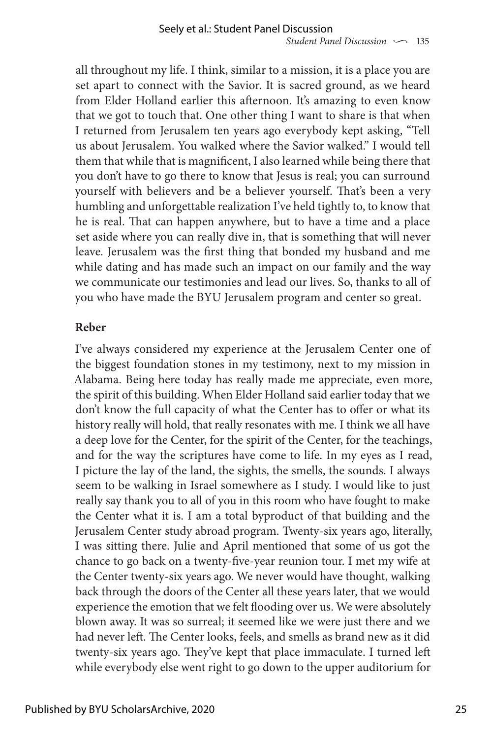all throughout my life. I think, similar to a mission, it is a place you are set apart to connect with the Savior. It is sacred ground, as we heard from Elder Holland earlier this afternoon. It's amazing to even know that we got to touch that. One other thing I want to share is that when I returned from Jerusalem ten years ago everybody kept asking, "Tell us about Jerusalem. You walked where the Savior walked." I would tell them that while that is magnificent, I also learned while being there that you don't have to go there to know that Jesus is real; you can surround yourself with believers and be a believer yourself. That's been a very humbling and unforgettable realization I've held tightly to, to know that he is real. That can happen anywhere, but to have a time and a place set aside where you can really dive in, that is something that will never leave. Jerusalem was the first thing that bonded my husband and me while dating and has made such an impact on our family and the way we communicate our testimonies and lead our lives. So, thanks to all of you who have made the BYU Jerusalem program and center so great.

**Reber**

I've always considered my experience at the Jerusalem Center one of the biggest foundation stones in my testimony, next to my mission in Alabama. Being here today has really made me appreciate, even more, the spirit of this building. When Elder Holland said earlier today that we don't know the full capacity of what the Center has to offer or what its history really will hold, that really resonates with me. I think we all have a deep love for the Center, for the spirit of the Center, for the teachings, and for the way the scriptures have come to life. In my eyes as I read, I picture the lay of the land, the sights, the smells, the sounds. I always seem to be walking in Israel somewhere as I study. I would like to just really say thank you to all of you in this room who have fought to make the Center what it is. I am a total byproduct of that building and the Jerusalem Center study abroad program. Twenty-six years ago, literally, I was sitting there. Julie and April mentioned that some of us got the chance to go back on a twenty-five-year reunion tour. I met my wife at the Center twenty-six years ago. We never would have thought, walking back through the doors of the Center all these years later, that we would experience the emotion that we felt flooding over us. We were absolutely blown away. It was so surreal; it seemed like we were just there and we had never left. The Center looks, feels, and smells as brand new as it did twenty-six years ago. They've kept that place immaculate. I turned left while everybody else went right to go down to the upper auditorium for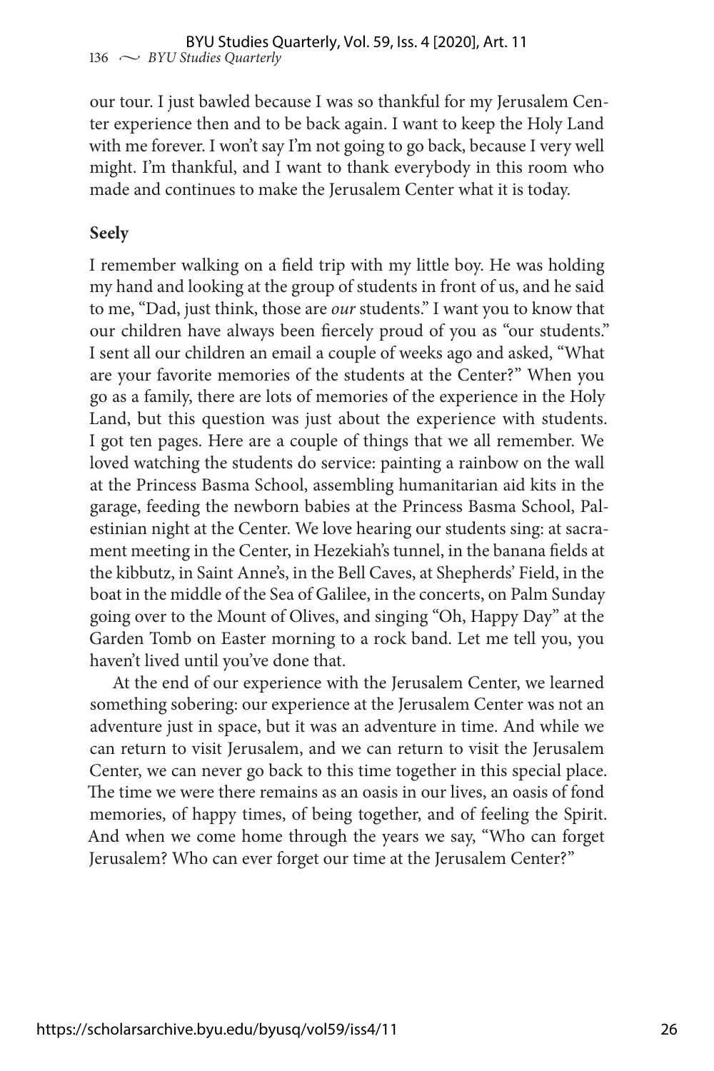our tour. I just bawled because I was so thankful for my Jerusalem Center experience then and to be back again. I want to keep the Holy Land with me forever. I won't say I'm not going to go back, because I very well might. I'm thankful, and I want to thank everybody in this room who made and continues to make the Jerusalem Center what it is today.

**Seely**

I remember walking on a field trip with my little boy. He was holding my hand and looking at the group of students in front of us, and he said to me, "Dad, just think, those are *our* students." I want you to know that our children have always been fiercely proud of you as "our students." I sent all our children an email a couple of weeks ago and asked, "What are your favorite memories of the students at the Center?" When you go as a family, there are lots of memories of the experience in the Holy Land, but this question was just about the experience with students. I got ten pages. Here are a couple of things that we all remember. We loved watching the students do service: painting a rainbow on the wall at the Princess Basma School, assembling humanitarian aid kits in the garage, feeding the newborn babies at the Princess Basma School, Palestinian night at the Center. We love hearing our students sing: at sacrament meeting in the Center, in Hezekiah's tunnel, in the banana fields at the kibbutz, in Saint Anne's, in the Bell Caves, at Shepherds' Field, in the boat in the middle of the Sea of Galilee, in the concerts, on Palm Sunday going over to the Mount of Olives, and singing "Oh, Happy Day" at the Garden Tomb on Easter morning to a rock band. Let me tell you, you haven't lived until you've done that.

At the end of our experience with the Jerusalem Center, we learned something sobering: our experience at the Jerusalem Center was not an adventure just in space, but it was an adventure in time. And while we can return to visit Jerusalem, and we can return to visit the Jerusalem Center, we can never go back to this time together in this special place. The time we were there remains as an oasis in our lives, an oasis of fond memories, of happy times, of being together, and of feeling the Spirit. And when we come home through the years we say, "Who can forget Jerusalem? Who can ever forget our time at the Jerusalem Center?"